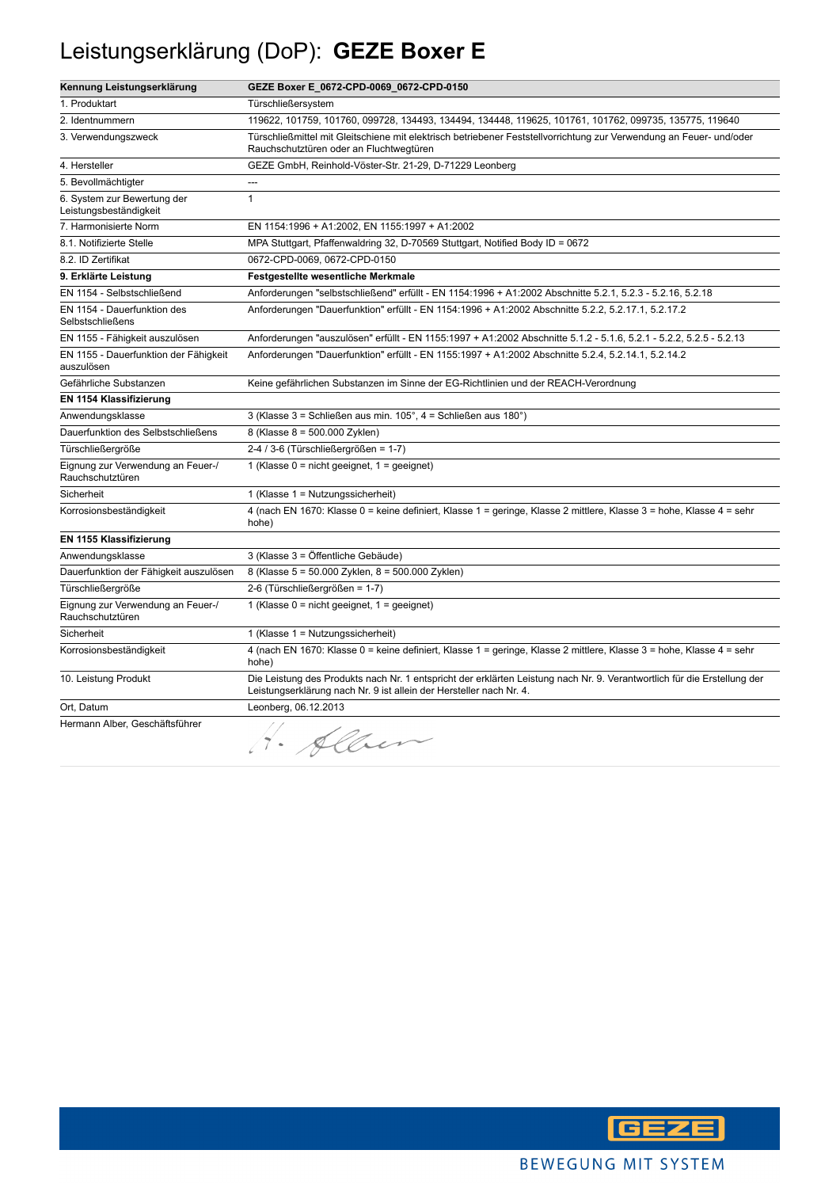# Leistungserklärung (DoP): **GEZE Boxer E**

| **Kennung Leistungserklärung** | **GEZE Boxer E_0672-CPD-0069_0672-CPD-0150** |
|---|---|
| 1. Produktart | Türschließersystem |
| 2. Identnummern | 119622, 101759, 101760, 099728, 134493, 134494, 134448, 119625, 101761, 101762, 099735, 135775, 119640 |
| 3. Verwendungszweck | Türschließmittel mit Gleitschiene mit elektrisch betriebener Feststellvorrichtung zur Verwendung an Feuer- und/oder Rauchschutztüren oder an Fluchtwegtüren |
| 4. Hersteller | GEZE GmbH, Reinhold-Vöster-Str. 21-29, D-71229 Leonberg |
| 5. Bevollmächtigter | --- |
| 6. System zur Bewertung der Leistungsbeständigkeit | 1 |
| 7. Harmonisierte Norm | EN 1154:1996 + A1:2002, EN 1155:1997 + A1:2002 |
| 8.1. Notifizierte Stelle | MPA Stuttgart, Pfaffenwaldring 32, D-70569 Stuttgart, Notified Body ID = 0672 |
| 8.2. ID Zertifikat | 0672-CPD-0069, 0672-CPD-0150 |
| **9. Erklärte Leistung** | **Festgestellte wesentliche Merkmale** |
| EN 1154 - Selbstschließend | Anforderungen "selbstschließend" erfüllt - EN 1154:1996 + A1:2002 Abschnitte 5.2.1, 5.2.3 - 5.2.16, 5.2.18 |
| EN 1154 - Dauerfunktion des Selbstschließens | Anforderungen "Dauerfunktion" erfüllt - EN 1154:1996 + A1:2002 Abschnitte 5.2.2, 5.2.17.1, 5.2.17.2 |
| EN 1155 - Fähigkeit auszulösen | Anforderungen "auszulösen" erfüllt - EN 1155:1997 + A1:2002 Abschnitte 5.1.2 - 5.1.6, 5.2.1 - 5.2.2, 5.2.5 - 5.2.13 |
| EN 1155 - Dauerfunktion der Fähigkeit auszulösen | Anforderungen "Dauerfunktion" erfüllt - EN 1155:1997 + A1:2002 Abschnitte 5.2.4, 5.2.14.1, 5.2.14.2 |
| Gefährliche Substanzen | Keine gefährlichen Substanzen im Sinne der EG-Richtlinien und der REACH-Verordnung |
| **EN 1154 Klassifizierung** | |
| Anwendungsklasse | 3 (Klasse 3 = Schließen aus min. 105°, 4 = Schließen aus 180°) |
| Dauerfunktion des Selbstschließens | 8 (Klasse 8 = 500.000 Zyklen) |
| Türschließergröße | 2-4 / 3-6 (Türschließergrößen = 1-7) |
| Eignung zur Verwendung an Feuer-/ Rauchschutztüren | 1 (Klasse 0 = nicht geeignet, 1 = geeignet) |
| Sicherheit | 1 (Klasse 1 = Nutzungssicherheit) |
| Korrosionsbeständigkeit | 4 (nach EN 1670: Klasse 0 = keine definiert, Klasse 1 = geringe, Klasse 2 mittlere, Klasse 3 = hohe, Klasse 4 = sehr hohe) |
| **EN 1155 Klassifizierung** | |
| Anwendungsklasse | 3 (Klasse 3 = Öffentliche Gebäude) |
| Dauerfunktion der Fähigkeit auszulösen | 8 (Klasse 5 = 50.000 Zyklen, 8 = 500.000 Zyklen) |
| Türschließergröße | 2-6 (Türschließergrößen = 1-7) |
| Eignung zur Verwendung an Feuer-/ Rauchschutztüren | 1 (Klasse 0 = nicht geeignet, 1 = geeignet) |
| Sicherheit | 1 (Klasse 1 = Nutzungssicherheit) |
| Korrosionsbeständigkeit | 4 (nach EN 1670: Klasse 0 = keine definiert, Klasse 1 = geringe, Klasse 2 mittlere, Klasse 3 = hohe, Klasse 4 = sehr hohe) |
| 10. Leistung Produkt | Die Leistung des Produkts nach Nr. 1 entspricht der erklärten Leistung nach Nr. 9. Verantwortlich für die Erstellung der Leistungserklärung nach Nr. 9 ist allein der Hersteller nach Nr. 4. |
| Ort, Datum | Leonberg, 06.12.2013 |
| Hermann Alber, Geschäftsführer | H. Alber |

GEZE

BEWEGUNG MIT SYSTEM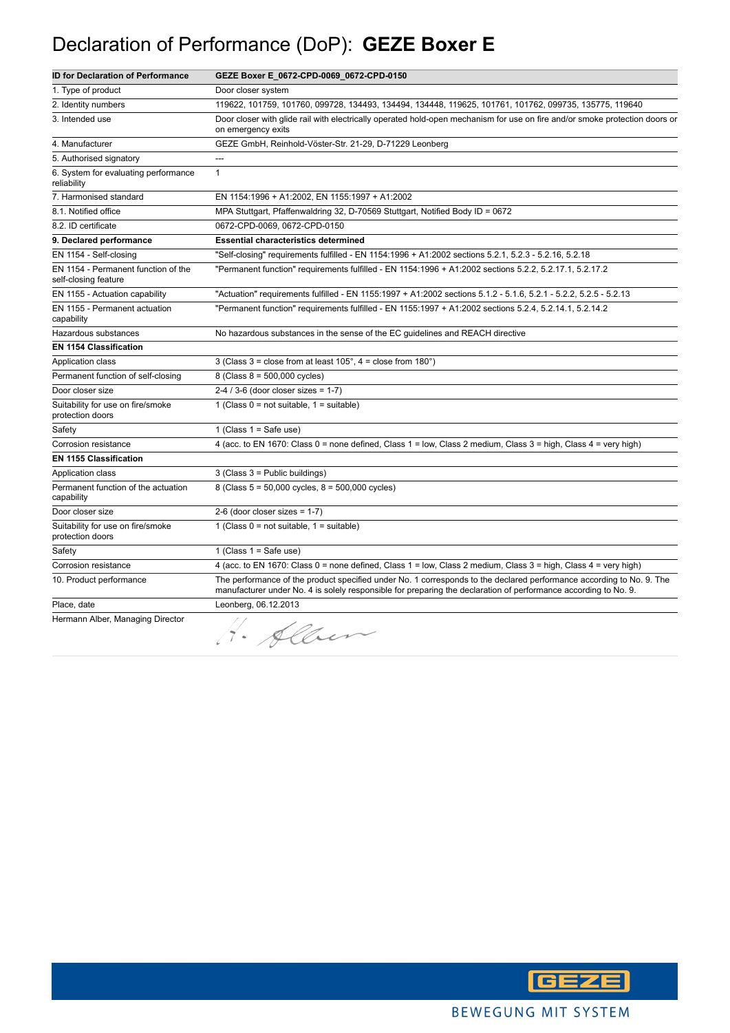# Declaration of Performance (DoP): **GEZE Boxer E**

| ID for Declaration of Performance | GEZE Boxer E_0672-CPD-0069_0672-CPD-0150 |
|---|---|
| 1. Type of product | Door closer system |
| 2. Identity numbers | 119622, 101759, 101760, 099728, 134493, 134494, 134448, 119625, 101761, 101762, 099735, 135775, 119640 |
| 3. Intended use | Door closer with glide rail with electrically operated hold-open mechanism for use on fire and/or smoke protection doors or on emergency exits |
| 4. Manufacturer | GEZE GmbH, Reinhold-Vöster-Str. 21-29, D-71229 Leonberg |
| 5. Authorised signatory | --- |
| 6. System for evaluating performance reliability | 1 |
| 7. Harmonised standard | EN 1154:1996 + A1:2002, EN 1155:1997 + A1:2002 |
| 8.1. Notified office | MPA Stuttgart, Pfaffenwaldring 32, D-70569 Stuttgart, Notified Body ID = 0672 |
| 8.2. ID certificate | 0672-CPD-0069, 0672-CPD-0150 |
| **9. Declared performance** | **Essential characteristics determined** |
| EN 1154 - Self-closing | "Self-closing" requirements fulfilled - EN 1154:1996 + A1:2002 sections 5.2.1, 5.2.3 - 5.2.16, 5.2.18 |
| EN 1154 - Permanent function of the self-closing feature | "Permanent function" requirements fulfilled - EN 1154:1996 + A1:2002 sections 5.2.2, 5.2.17.1, 5.2.17.2 |
| EN 1155 - Actuation capability | "Actuation" requirements fulfilled - EN 1155:1997 + A1:2002 sections 5.1.2 - 5.1.6, 5.2.1 - 5.2.2, 5.2.5 - 5.2.13 |
| EN 1155 - Permanent actuation capability | "Permanent function" requirements fulfilled - EN 1155:1997 + A1:2002 sections 5.2.4, 5.2.14.1, 5.2.14.2 |
| Hazardous substances | No hazardous substances in the sense of the EC guidelines and REACH directive |
| **EN 1154 Classification** | |
| Application class | 3 (Class 3 = close from at least 105°, 4 = close from 180°) |
| Permanent function of self-closing | 8 (Class 8 = 500,000 cycles) |
| Door closer size | 2-4 / 3-6 (door closer sizes = 1-7) |
| Suitability for use on fire/smoke protection doors | 1 (Class 0 = not suitable, 1 = suitable) |
| Safety | 1 (Class 1 = Safe use) |
| Corrosion resistance | 4 (acc. to EN 1670: Class 0 = none defined, Class 1 = low, Class 2 medium, Class 3 = high, Class 4 = very high) |
| **EN 1155 Classification** | |
| Application class | 3 (Class 3 = Public buildings) |
| Permanent function of the actuation capability | 8 (Class 5 = 50,000 cycles, 8 = 500,000 cycles) |
| Door closer size | 2-6 (door closer sizes = 1-7) |
| Suitability for use on fire/smoke protection doors | 1 (Class 0 = not suitable, 1 = suitable) |
| Safety | 1 (Class 1 = Safe use) |
| Corrosion resistance | 4 (acc. to EN 1670: Class 0 = none defined, Class 1 = low, Class 2 medium, Class 3 = high, Class 4 = very high) |
| 10. Product performance | The performance of the product specified under No. 1 corresponds to the declared performance according to No. 9. The manufacturer under No. 4 is solely responsible for preparing the declaration of performance according to No. 9. |
| Place, date | Leonberg, 06.12.2013 |
| Hermann Alber, Managing Director | H. Alber |

GEZE

BEWEGUNG MIT SYSTEM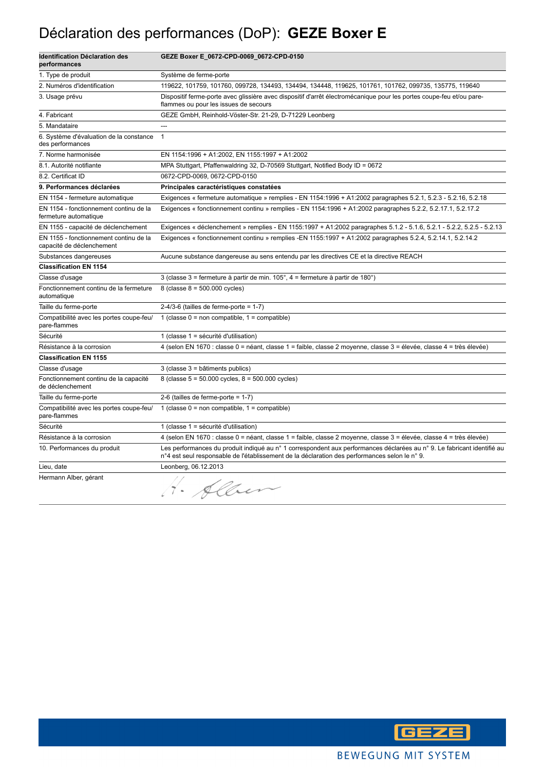# Déclaration des performances (DoP): **GEZE Boxer E**

| **Identification Déclaration des performances** | **GEZE Boxer E_0672-CPD-0069_0672-CPD-0150** |
| --- | --- |
| 1. Type de produit | Système de ferme-porte |
| 2. Numéros d'identification | 119622, 101759, 101760, 099728, 134493, 134494, 134448, 119625, 101761, 101762, 099735, 135775, 119640 |
| 3. Usage prévu | Dispositif ferme-porte avec glissière avec dispositif d'arrêt électromécanique pour les portes coupe-feu et/ou pare-flammes ou pour les issues de secours |
| 4. Fabricant | GEZE GmbH, Reinhold-Vöster-Str. 21-29, D-71229 Leonberg |
| 5. Mandataire | --- |
| 6. Système d'évaluation de la constance des performances | 1 |
| 7. Norme harmonisée | EN 1154:1996 + A1:2002, EN 1155:1997 + A1:2002 |
| 8.1. Autorité notifiante | MPA Stuttgart, Pfaffenwaldring 32, D-70569 Stuttgart, Notified Body ID = 0672 |
| 8.2. Certificat ID | 0672-CPD-0069, 0672-CPD-0150 |
| **9. Performances déclarées** | **Principales caractéristiques constatées** |
| EN 1154 - fermeture automatique | Exigences « fermeture automatique » remplies - EN 1154:1996 + A1:2002 paragraphes 5.2.1, 5.2.3 - 5.2.16, 5.2.18 |
| EN 1154 - fonctionnement continu de la fermeture automatique | Exigences « fonctionnement continu » remplies - EN 1154:1996 + A1:2002 paragraphes 5.2.2, 5.2.17.1, 5.2.17.2 |
| EN 1155 - capacité de déclenchement | Exigences « déclenchement » remplies - EN 1155:1997 + A1:2002 paragraphes 5.1.2 - 5.1.6, 5.2.1 - 5.2.2, 5.2.5 - 5.2.13 |
| EN 1155 - fonctionnement continu de la capacité de déclenchement | Exigences « fonctionnement continu » remplies -EN 1155:1997 + A1:2002 paragraphes 5.2.4, 5.2.14.1, 5.2.14.2 |
| Substances dangereuses | Aucune substance dangereuse au sens entendu par les directives CE et la directive REACH |
| **Classification EN 1154** | |
| Classe d'usage | 3 (classe 3 = fermeture à partir de min. 105°, 4 = fermeture à partir de 180°) |
| Fonctionnement continu de la fermeture automatique | 8 (classe 8 = 500.000 cycles) |
| Taille du ferme-porte | 2-4/3-6 (tailles de ferme-porte = 1-7) |
| Compatibilité avec les portes coupe-feu/ pare-flammes | 1 (classe 0 = non compatible, 1 = compatible) |
| Sécurité | 1 (classe 1 = sécurité d'utilisation) |
| Résistance à la corrosion | 4 (selon EN 1670 : classe 0 = néant, classe 1 = faible, classe 2 moyenne, classe 3 = élevée, classe 4 = très élevée) |
| **Classification EN 1155** | |
| Classe d'usage | 3 (classe 3 = bâtiments publics) |
| Fonctionnement continu de la capacité de déclenchement | 8 (classe 5 = 50.000 cycles, 8 = 500.000 cycles) |
| Taille du ferme-porte | 2-6 (tailles de ferme-porte = 1-7) |
| Compatibilité avec les portes coupe-feu/ pare-flammes | 1 (classe 0 = non compatible, 1 = compatible) |
| Sécurité | 1 (classe 1 = sécurité d'utilisation) |
| Résistance à la corrosion | 4 (selon EN 1670 : classe 0 = néant, classe 1 = faible, classe 2 moyenne, classe 3 = élevée, classe 4 = très élevée) |
| 10. Performances du produit | Les performances du produit indiqué au n° 1 correspondent aux performances déclarées au n° 9. Le fabricant identifié au n°4 est seul responsable de l'établissement de la déclaration des performances selon le n° 9. |
| Lieu, date | Leonberg, 06.12.2013 |
| Hermann Alber, gérant | H. Alber |

GEZE

BEWEGUNG MIT SYSTEM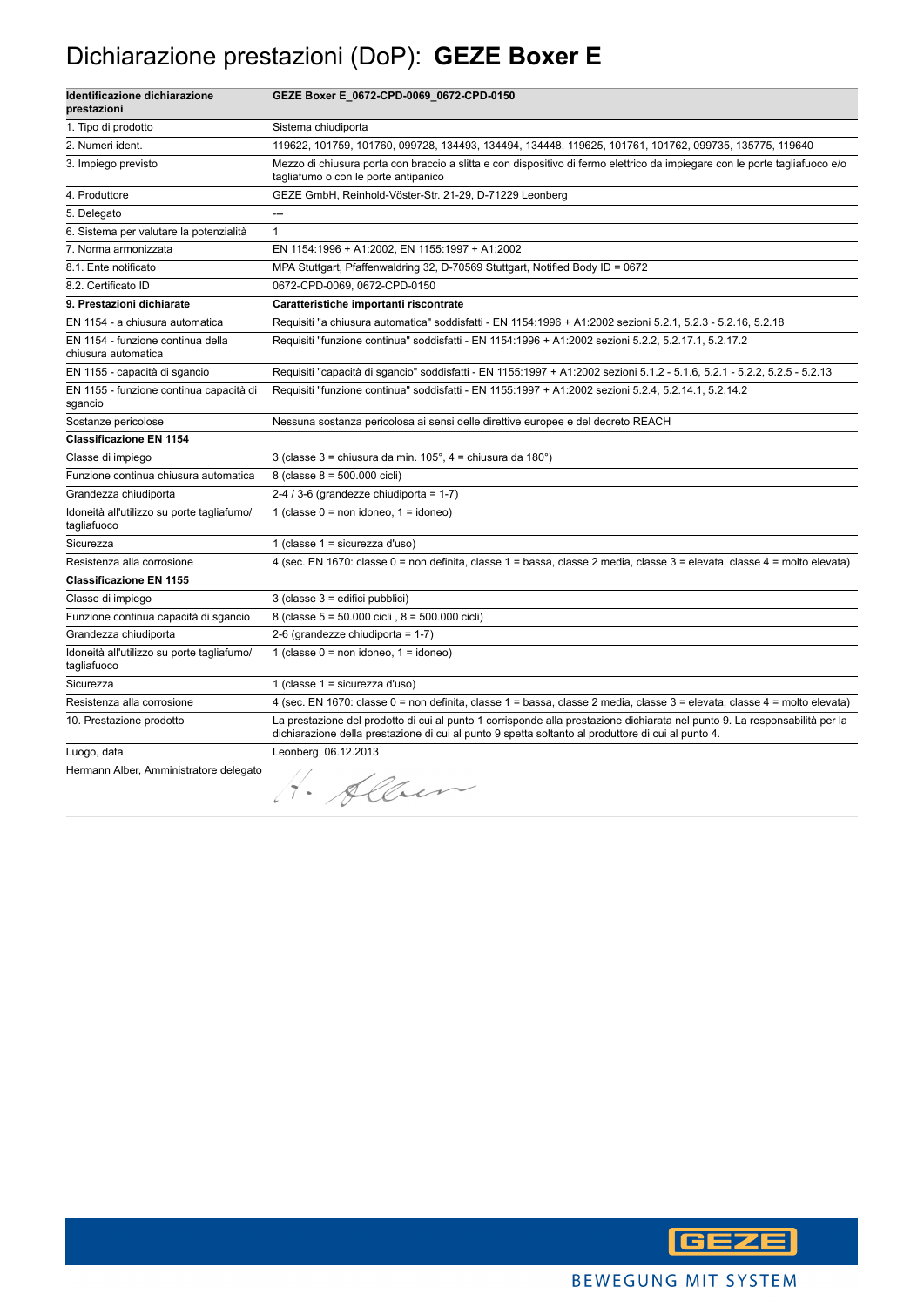# Dichiarazione prestazioni (DoP): **GEZE Boxer E**

| Identificazione dichiarazione prestazioni | GEZE Boxer E_0672-CPD-0069_0672-CPD-0150 |
|---|---|
| 1. Tipo di prodotto | Sistema chiudiporta |
| 2. Numeri ident. | 119622, 101759, 101760, 099728, 134493, 134494, 134448, 119625, 101761, 101762, 099735, 135775, 119640 |
| 3. Impiego previsto | Mezzo di chiusura porta con braccio a slitta e con dispositivo di fermo elettrico da impiegare con le porte tagliafuoco e/o tagliafumo o con le porte antipanico |
| 4. Produttore | GEZE GmbH, Reinhold-Vöster-Str. 21-29, D-71229 Leonberg |
| 5. Delegato | --- |
| 6. Sistema per valutare la potenzialità | 1 |
| 7. Norma armonizzata | EN 1154:1996 + A1:2002, EN 1155:1997 + A1:2002 |
| 8.1. Ente notificato | MPA Stuttgart, Pfaffenwaldring 32, D-70569 Stuttgart, Notified Body ID = 0672 |
| 8.2. Certificato ID | 0672-CPD-0069, 0672-CPD-0150 |
| **9. Prestazioni dichiarate** | **Caratteristiche importanti riscontrate** |
| EN 1154 - a chiusura automatica | Requisiti "a chiusura automatica" soddisfatti - EN 1154:1996 + A1:2002 sezioni 5.2.1, 5.2.3 - 5.2.16, 5.2.18 |
| EN 1154 - funzione continua della chiusura automatica | Requisiti "funzione continua" soddisfatti - EN 1154:1996 + A1:2002 sezioni 5.2.2, 5.2.17.1, 5.2.17.2 |
| EN 1155 - capacità di sgancio | Requisiti "capacità di sgancio" soddisfatti - EN 1155:1997 + A1:2002 sezioni 5.1.2 - 5.1.6, 5.2.1 - 5.2.2, 5.2.5 - 5.2.13 |
| EN 1155 - funzione continua capacità di sgancio | Requisiti "funzione continua" soddisfatti - EN 1155:1997 + A1:2002 sezioni 5.2.4, 5.2.14.1, 5.2.14.2 |
| Sostanze pericolose | Nessuna sostanza pericolosa ai sensi delle direttive europee e del decreto REACH |
| **Classificazione EN 1154** | |
| Classe di impiego | 3 (classe 3 = chiusura da min. 105°, 4 = chiusura da 180°) |
| Funzione continua chiusura automatica | 8 (classe 8 = 500.000 cicli) |
| Grandezza chiudiporta | 2-4 / 3-6 (grandezze chiudiporta = 1-7) |
| Idoneità all'utilizzo su porte tagliafumo/ tagliafuoco | 1 (classe 0 = non idoneo, 1 = idoneo) |
| Sicurezza | 1 (classe 1 = sicurezza d'uso) |
| Resistenza alla corrosione | 4 (sec. EN 1670: classe 0 = non definita, classe 1 = bassa, classe 2 media, classe 3 = elevata, classe 4 = molto elevata) |
| **Classificazione EN 1155** | |
| Classe di impiego | 3 (classe 3 = edifici pubblici) |
| Funzione continua capacità di sgancio | 8 (classe 5 = 50.000 cicli , 8 = 500.000 cicli) |
| Grandezza chiudiporta | 2-6 (grandezze chiudiporta = 1-7) |
| Idoneità all'utilizzo su porte tagliafumo/ tagliafuoco | 1 (classe 0 = non idoneo, 1 = idoneo) |
| Sicurezza | 1 (classe 1 = sicurezza d'uso) |
| Resistenza alla corrosione | 4 (sec. EN 1670: classe 0 = non definita, classe 1 = bassa, classe 2 media, classe 3 = elevata, classe 4 = molto elevata) |
| 10. Prestazione prodotto | La prestazione del prodotto di cui al punto 1 corrisponde alla prestazione dichiarata nel punto 9. La responsabilità per la dichiarazione della prestazione di cui al punto 9 spetta soltanto al produttore di cui al punto 4. |
| Luogo, data | Leonberg, 06.12.2013 |
| Hermann Alber, Amministratore delegato | H. Alber |

GEZE

BEWEGUNG MIT SYSTEM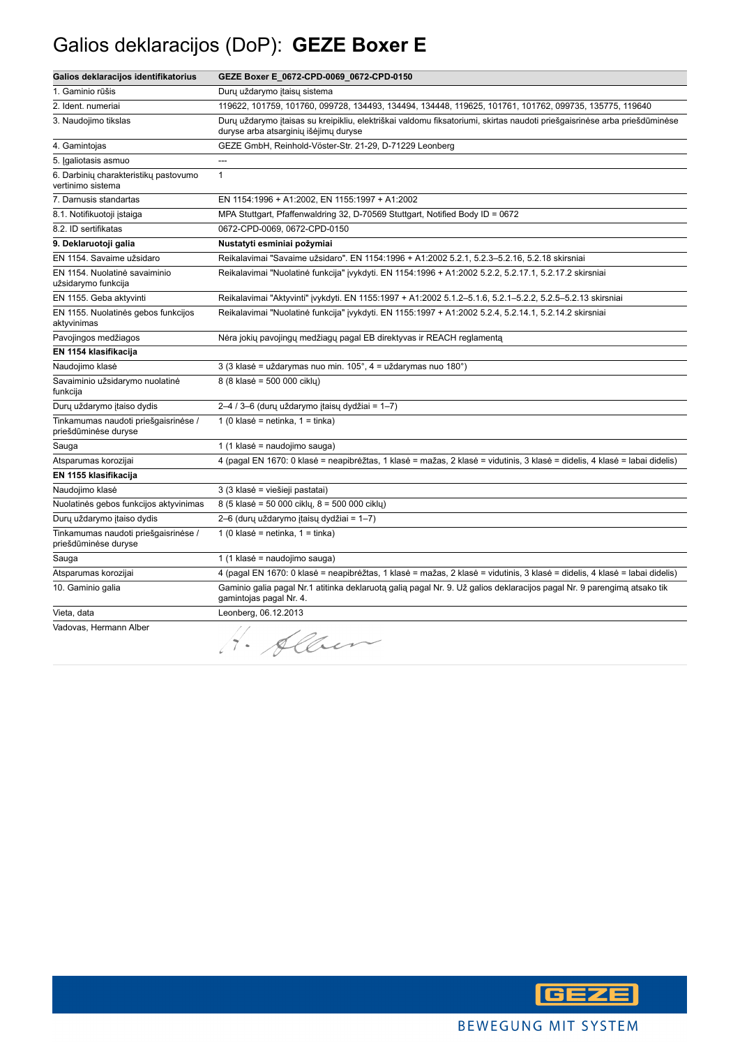# Galios deklaracijos (DoP): **GEZE Boxer E**

| **Galios deklaracijos identifikatorius** | **GEZE Boxer E_0672-CPD-0069_0672-CPD-0150** |
|---|---|
| 1. Gaminio rūšis | Durų uždarymo įtaisų sistema |
| 2. Ident. numeriai | 119622, 101759, 101760, 099728, 134493, 134494, 134448, 119625, 101761, 101762, 099735, 135775, 119640 |
| 3. Naudojimo tikslas | Durų uždarymo įtaisas su kreipikliu, elektriškai valdomu fiksatoriumi, skirtas naudoti priešgaisrinėse arba priešdūminėse duryse arba atsarginių išėjimų duryse |
| 4. Gamintojas | GEZE GmbH, Reinhold-Vöster-Str. 21-29, D-71229 Leonberg |
| 5. Įgaliotasis asmuo | --- |
| 6. Darbinių charakteristikų pastovumo vertinimo sistema | 1 |
| 7. Darnusis standartas | EN 1154:1996 + A1:2002, EN 1155:1997 + A1:2002 |
| 8.1. Notifikuotoji įstaiga | MPA Stuttgart, Pfaffenwaldring 32, D-70569 Stuttgart, Notified Body ID = 0672 |
| 8.2. ID sertifikatas | 0672-CPD-0069, 0672-CPD-0150 |
| **9. Deklaruotoji galia** | **Nustatyti esminiai požymiai** |
| EN 1154. Savaime užsidaro | Reikalavimai "Savaime užsidaro". EN 1154:1996 + A1:2002 5.2.1, 5.2.3–5.2.16, 5.2.18 skirsniai |
| EN 1154. Nuolatinė savaiminio užsidarymo funkcija | Reikalavimai "Nuolatinė funkcija" įvykdyti. EN 1154:1996 + A1:2002 5.2.2, 5.2.17.1, 5.2.17.2 skirsniai |
| EN 1155. Geba aktyvinti | Reikalavimai "Aktyvinti" įvykdyti. EN 1155:1997 + A1:2002 5.1.2–5.1.6, 5.2.1–5.2.2, 5.2.5–5.2.13 skirsniai |
| EN 1155. Nuolatinės gebos funkcijos aktyvinimas | Reikalavimai "Nuolatinė funkcija" įvykdyti. EN 1155:1997 + A1:2002 5.2.4, 5.2.14.1, 5.2.14.2 skirsniai |
| Pavojingos medžiagos | Nėra jokių pavojingų medžiagų pagal EB direktyvas ir REACH reglamentą |
| **EN 1154 klasifikacija** | |
| Naudojimo klasė | 3 (3 klasė = uždarymas nuo min. 105°, 4 = uždarymas nuo 180°) |
| Savaiminio užsidarymo nuolatinė funkcija | 8 (8 klasė = 500 000 ciklų) |
| Durų uždarymo įtaiso dydis | 2–4 / 3–6 (durų uždarymo įtaisų dydžiai = 1–7) |
| Tinkamumas naudoti priešgaisrinėse / priešdūminėse duryse | 1 (0 klasė = netinka, 1 = tinka) |
| Sauga | 1 (1 klasė = naudojimo sauga) |
| Atsparumas korozijai | 4 (pagal EN 1670: 0 klasė = neapibrėžtas, 1 klasė = mažas, 2 klasė = vidutinis, 3 klasė = didelis, 4 klasė = labai didelis) |
| **EN 1155 klasifikacija** | |
| Naudojimo klasė | 3 (3 klasė = viešieji pastatai) |
| Nuolatinės gebos funkcijos aktyvinimas | 8 (5 klasė = 50 000 ciklų, 8 = 500 000 ciklų) |
| Durų uždarymo įtaiso dydis | 2–6 (durų uždarymo įtaisų dydžiai = 1–7) |
| Tinkamumas naudoti priešgaisrinėse / priešdūminėse duryse | 1 (0 klasė = netinka, 1 = tinka) |
| Sauga | 1 (1 klasė = naudojimo sauga) |
| Atsparumas korozijai | 4 (pagal EN 1670: 0 klasė = neapibrėžtas, 1 klasė = mažas, 2 klasė = vidutinis, 3 klasė = didelis, 4 klasė = labai didelis) |
| 10. Gaminio galia | Gaminio galia pagal Nr.1 atitinka deklaruotą galią pagal Nr. 9. Už galios deklaracijos pagal Nr. 9 parengimą atsako tik gamintojas pagal Nr. 4. |
| Vieta, data | Leonberg, 06.12.2013 |
| Vadovas, Hermann Alber | H. Alber |

GEZE

BEWEGUNG MIT SYSTEM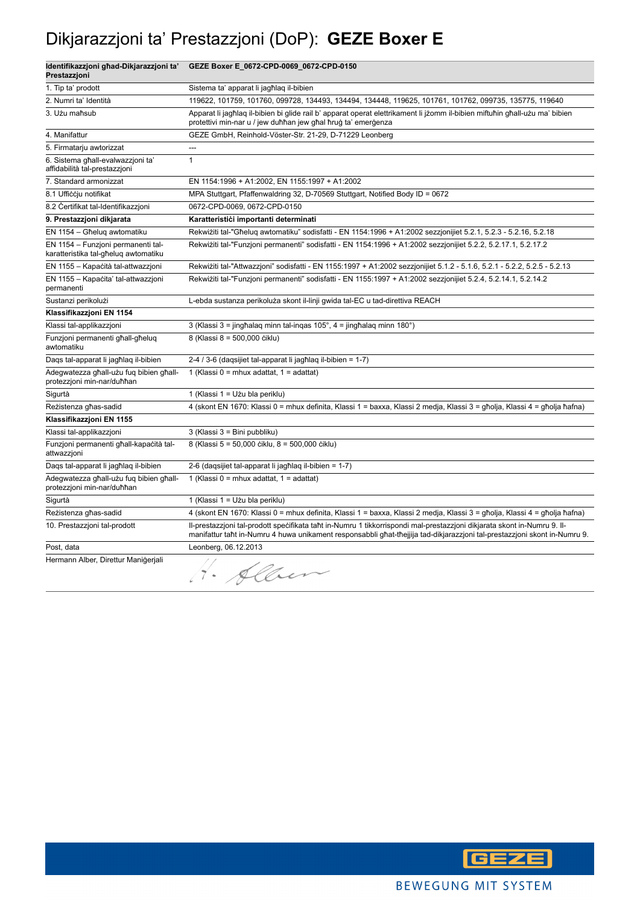# Dikjarazzjoni ta' Prestazzjoni (DoP): **GEZE Boxer E**

| **Identifikazzjoni għad-Dikjarazzjoni ta' Prestazzjoni** | **GEZE Boxer E_0672-CPD-0069_0672-CPD-0150** |
|---|---|
| 1. Tip ta' prodott | Sistema ta' apparat li jagħlaq il-bibien |
| 2. Numri ta' Identità | 119622, 101759, 101760, 099728, 134493, 134494, 134448, 119625, 101761, 101762, 099735, 135775, 119640 |
| 3. Użu maħsub | Apparat li jagħlaq il-bibien bi glide rail b' apparat operat elettrikament li jżomm il-bibien miftuħin għall-użu ma' bibien protettivi min-nar u / jew duħħan jew għal ħruġ ta' emerġenza |
| 4. Manifattur | GEZE GmbH, Reinhold-Vöster-Str. 21-29, D-71229 Leonberg |
| 5. Firmatarju awtorizzat | --- |
| 6. Sistema għall-evalwazzjoni ta' affidabilità tal-prestazzjoni | 1 |
| 7. Standard armonizzat | EN 1154:1996 + A1:2002, EN 1155:1997 + A1:2002 |
| 8.1 Uffiċċju notifikat | MPA Stuttgart, Pfaffenwaldring 32, D-70569 Stuttgart, Notified Body ID = 0672 |
| 8.2 Ċertifikat tal-Identifikazzjoni | 0672-CPD-0069, 0672-CPD-0150 |
| **9. Prestazzjoni dikjarata** | **Karatteristiċi importanti determinati** |
| EN 1154 – Għeluq awtomatiku | Rekwiżiti tal-"Għeluq awtomatiku" sodisfatti - EN 1154:1996 + A1:2002 sezzjonijiet 5.2.1, 5.2.3 - 5.2.16, 5.2.18 |
| EN 1154 – Funzjoni permanenti tal-karatteristika tal-għeluq awtomatiku | Rekwiżiti tal-"Funzjoni permanenti" sodisfatti - EN 1154:1996 + A1:2002 sezzjonijiet 5.2.2, 5.2.17.1, 5.2.17.2 |
| EN 1155 – Kapaċità tal-attwazzjoni | Rekwiżiti tal-"Attwazzjoni" sodisfatti - EN 1155:1997 + A1:2002 sezzjonijiet 5.1.2 - 5.1.6, 5.2.1 - 5.2.2, 5.2.5 - 5.2.13 |
| EN 1155 – Kapaċita' tal-attwazzjoni permanenti | Rekwiżiti tal-"Funzjoni permanenti" sodisfatti - EN 1155:1997 + A1:2002 sezzjonijiet 5.2.4, 5.2.14.1, 5.2.14.2 |
| Sustanzi perikolużi | L-ebda sustanza perikoluża skont il-linji gwida tal-EC u tad-direttiva REACH |
| **Klassifikazzjoni EN 1154** | |
| Klassi tal-applikazzjoni | 3 (Klassi 3 = jingħalaq minn tal-inqas 105°, 4 = jingħalaq minn 180°) |
| Funzjoni permanenti għall-għeluq awtomatiku | 8 (Klassi 8 = 500,000 ċiklu) |
| Daqs tal-apparat li jagħlaq il-bibien | 2-4 / 3-6 (daqsijiet tal-apparat li jagħlaq il-bibien = 1-7) |
| Adegwatezza għall-użu fuq bibien għall-protezzjoni min-nar/duħħan | 1 (Klassi 0 = mhux adattat, 1 = adattat) |
| Sigurtà | 1 (Klassi 1 = Użu bla periklu) |
| Reżistenza għas-sadid | 4 (skont EN 1670: Klassi 0 = mhux definita, Klassi 1 = baxxa, Klassi 2 medja, Klassi 3 = għolja, Klassi 4 = għolja ħafna) |
| **Klassifikazzjoni EN 1155** | |
| Klassi tal-applikazzjoni | 3 (Klassi 3 = Bini pubbliku) |
| Funzjoni permanenti għall-kapaċità tal-attwazzjoni | 8 (Klassi 5 = 50,000 ċiklu, 8 = 500,000 ċiklu) |
| Daqs tal-apparat li jagħlaq il-bibien | 2-6 (daqsijiet tal-apparat li jagħlaq il-bibien = 1-7) |
| Adegwatezza għall-użu fuq bibien għall-protezzjoni min-nar/duħħan | 1 (Klassi 0 = mhux adattat, 1 = adattat) |
| Sigurtà | 1 (Klassi 1 = Użu bla periklu) |
| Reżistenza għas-sadid | 4 (skont EN 1670: Klassi 0 = mhux definita, Klassi 1 = baxxa, Klassi 2 medja, Klassi 3 = għolja, Klassi 4 = għolja ħafna) |
| 10. Prestazzjoni tal-prodott | Il-prestazzjoni tal-prodott speċifikata taħt in-Numru 1 tikkorrispondi mal-prestazzjoni dikjarata skont in-Numru 9. Il-manifattur taħt in-Numru 4 huwa unikament responsabbli għat-tħejjija tad-dikjarazzjoni tal-prestazzjoni skont in-Numru 9. |
| Post, data | Leonberg, 06.12.2013 |
| Hermann Alber, Direttur Maniġerjali | H. Alber |

GEZE

BEWEGUNG MIT SYSTEM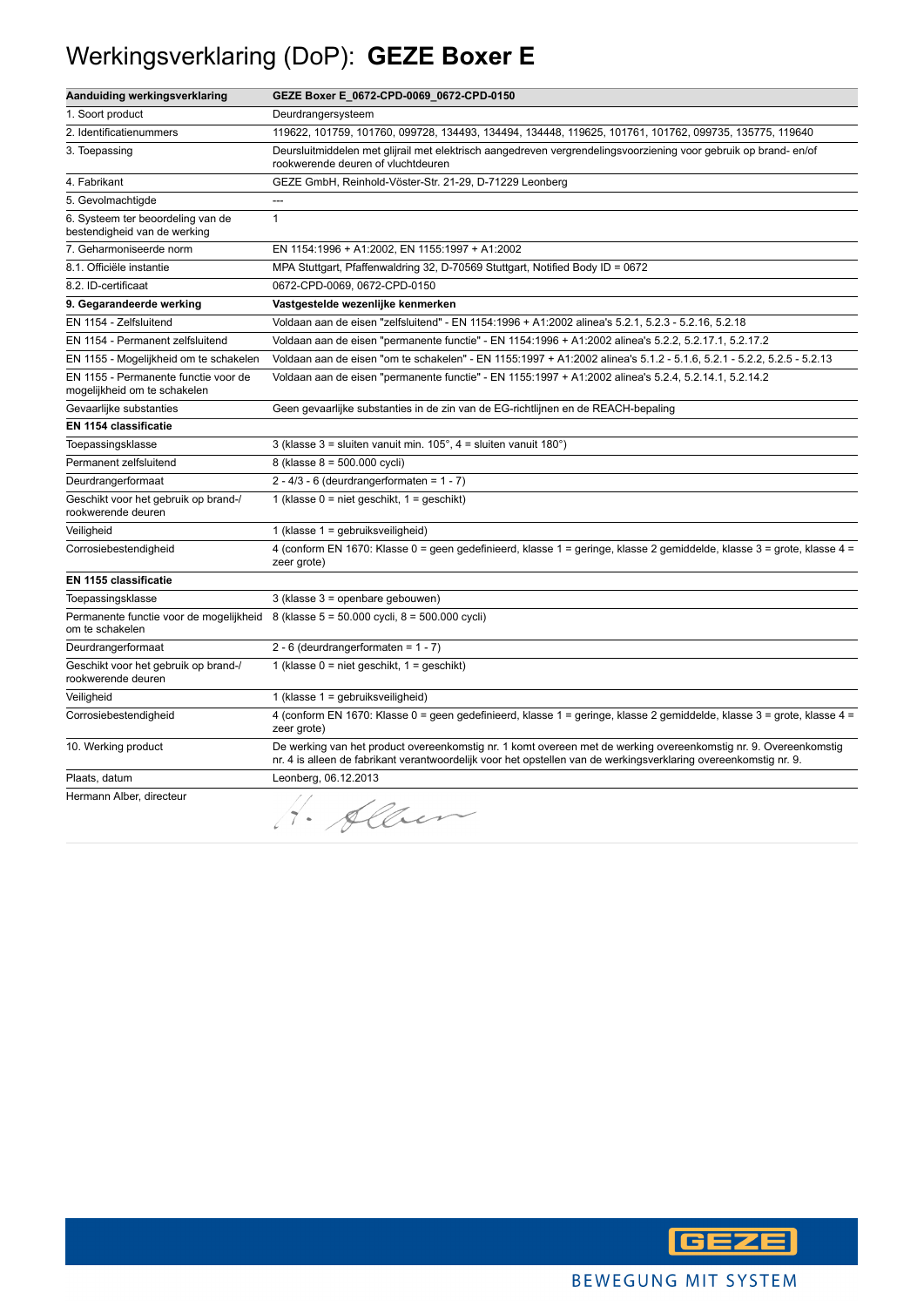# Werkingsverklaring (DoP): **GEZE Boxer E**

| Aanduiding werkingsverklaring | GEZE Boxer E_0672-CPD-0069_0672-CPD-0150 |
|---|---|
| 1. Soort product | Deurdrangersysteem |
| 2. Identificatienummers | 119622, 101759, 101760, 099728, 134493, 134494, 134448, 119625, 101761, 101762, 099735, 135775, 119640 |
| 3. Toepassing | Deursluitmiddelen met glijrail met elektrisch aangedreven vergrendelingsvoorziening voor gebruik op brand- en/of rookwerende deuren of vluchtdeuren |
| 4. Fabrikant | GEZE GmbH, Reinhold-Vöster-Str. 21-29, D-71229 Leonberg |
| 5. Gevolmachtigde | --- |
| 6. Systeem ter beoordeling van de bestendigheid van de werking | 1 |
| 7. Geharmoniseerde norm | EN 1154:1996 + A1:2002, EN 1155:1997 + A1:2002 |
| 8.1. Officiële instantie | MPA Stuttgart, Pfaffenwaldring 32, D-70569 Stuttgart, Notified Body ID = 0672 |
| 8.2. ID-certificaat | 0672-CPD-0069, 0672-CPD-0150 |
| **9. Gegarandeerde werking** | **Vastgestelde wezenlijke kenmerken** |
| EN 1154 - Zelfsluitend | Voldaan aan de eisen "zelfsluitend" - EN 1154:1996 + A1:2002 alinea's 5.2.1, 5.2.3 - 5.2.16, 5.2.18 |
| EN 1154 - Permanent zelfsluitend | Voldaan aan de eisen "permanente functie" - EN 1154:1996 + A1:2002 alinea's 5.2.2, 5.2.17.1, 5.2.17.2 |
| EN 1155 - Mogelijkheid om te schakelen | Voldaan aan de eisen "om te schakelen" - EN 1155:1997 + A1:2002 alinea's 5.1.2 - 5.1.6, 5.2.1 - 5.2.2, 5.2.5 - 5.2.13 |
| EN 1155 - Permanente functie voor de mogelijkheid om te schakelen | Voldaan aan de eisen "permanente functie" - EN 1155:1997 + A1:2002 alinea's 5.2.4, 5.2.14.1, 5.2.14.2 |
| Gevaarlijke substanties | Geen gevaarlijke substanties in de zin van de EG-richtlijnen de REACH-bepaling |
| **EN 1154 classificatie** | |
| Toepassingsklasse | 3 (klasse 3 = sluiten vanuit min. 105°, 4 = sluiten vanuit 180°) |
| Permanent zelfsluitend | 8 (klasse 8 = 500.000 cycli) |
| Deurdrangerformaat | 2 - 4/3 - 6 (deurdrangerformaten = 1 - 7) |
| Geschikt voor het gebruik op brand-/ rookwerende deuren | 1 (klasse 0 = niet geschikt, 1 = geschikt) |
| Veiligheid | 1 (klasse 1 = gebruiksveiligheid) |
| Corrosiebestendigheid | 4 (conform EN 1670: Klasse 0 = geen gedefinieerd, klasse 1 = geringe, klasse 2 gemiddelde, klasse 3 = grote, klasse 4 = zeer grote) |
| **EN 1155 classificatie** | |
| Toepassingsklasse | 3 (klasse 3 = openbare gebouwen) |
| Permanente functie voor de mogelijkheid om te schakelen | 8 (klasse 5 = 50.000 cycli, 8 = 500.000 cycli) |
| Deurdrangerformaat | 2 - 6 (deurdrangerformaten = 1 - 7) |
| Geschikt voor het gebruik op brand-/ rookwerende deuren | 1 (klasse 0 = niet geschikt, 1 = geschikt) |
| Veiligheid | 1 (klasse 1 = gebruiksveiligheid) |
| Corrosiebestendigheid | 4 (conform EN 1670: Klasse 0 = geen gedefinieerd, klasse 1 = geringe, klasse 2 gemiddelde, klasse 3 = grote, klasse 4 = zeer grote) |
| 10. Werking product | De werking van het product overeenkomstig nr. 1 komt overeen met de werking overeenkomstig nr. 9. Overeenkomstig nr. 4 is alleen de fabrikant verantwoordelijk voor het opstellen van de werkingsverklaring overeenkomstig nr. 9. |
| Plaats, datum | Leonberg, 06.12.2013 |
| Hermann Alber, directeur | H. Alber |

GEZE

BEWEGUNG MIT SYSTEM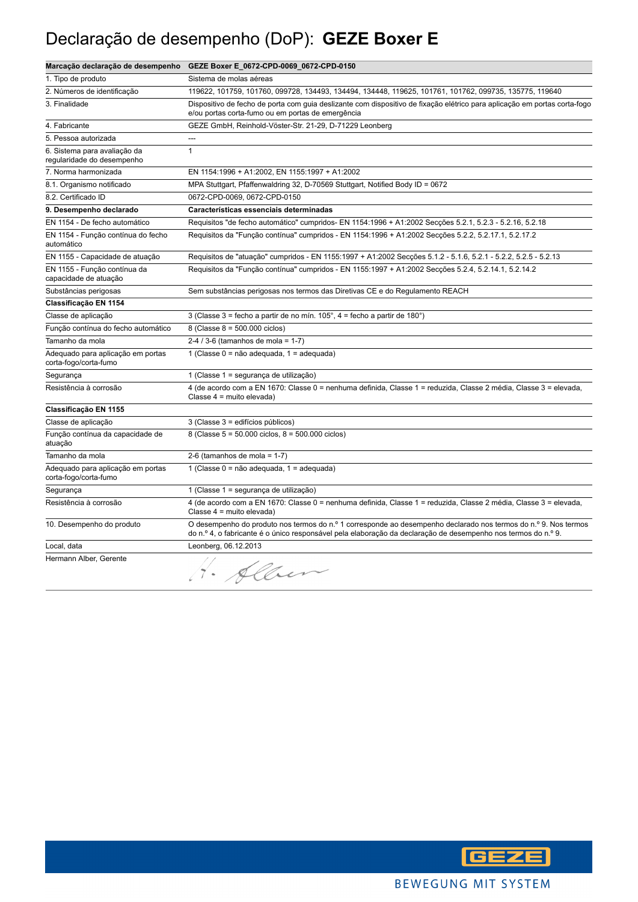# Declaração de desempenho (DoP): **GEZE Boxer E**

| Marcação declaração de desempenho | GEZE Boxer E_0672-CPD-0069_0672-CPD-0150 |
|---|---|
| 1. Tipo de produto | Sistema de molas aéreas |
| 2. Números de identificação | 119622, 101759, 101760, 099728, 134493, 134494, 134448, 119625, 101761, 101762, 099735, 135775, 119640 |
| 3. Finalidade | Dispositivo de fecho de porta com guia deslizante com dispositivo de fixação elétrico para aplicação em portas corta-fogo e/ou portas corta-fumo ou em portas de emergência |
| 4. Fabricante | GEZE GmbH, Reinhold-Vöster-Str. 21-29, D-71229 Leonberg |
| 5. Pessoa autorizada | --- |
| 6. Sistema para avaliação da regularidade do desempenho | 1 |
| 7. Norma harmonizada | EN 1154:1996 + A1:2002, EN 1155:1997 + A1:2002 |
| 8.1. Organismo notificado | MPA Stuttgart, Pfaffenwaldring 32, D-70569 Stuttgart, Notified Body ID = 0672 |
| 8.2. Certificado ID | 0672-CPD-0069, 0672-CPD-0150 |
| **9. Desempenho declarado** | **Características essenciais determinadas** |
| EN 1154 - De fecho automático | Requisitos "de fecho automático" cumpridos- EN 1154:1996 + A1:2002 Secções 5.2.1, 5.2.3 - 5.2.16, 5.2.18 |
| EN 1154 - Função contínua do fecho automático | Requisitos da "Função contínua" cumpridos - EN 1154:1996 + A1:2002 Secções 5.2.2, 5.2.17.1, 5.2.17.2 |
| EN 1155 - Capacidade de atuação | Requisitos de "atuação" cumpridos - EN 1155:1997 + A1:2002 Secções 5.1.2 - 5.1.6, 5.2.1 - 5.2.2, 5.2.5 - 5.2.13 |
| EN 1155 - Função contínua da capacidade de atuação | Requisitos da "Função contínua" cumpridos - EN 1155:1997 + A1:2002 Secções 5.2.4, 5.2.14.1, 5.2.14.2 |
| Substâncias perigosas | Sem substâncias perigosas nos termos das Diretivas CE e do Regulamento REACH |
| **Classificação EN 1154** | |
| Classe de aplicação | 3 (Classe 3 = fecho a partir de no mín. 105°, 4 = fecho a partir de 180°) |
| Função contínua do fecho automático | 8 (Classe 8 = 500.000 ciclos) |
| Tamanho da mola | 2-4 / 3-6 (tamanhos de mola = 1-7) |
| Adequado para aplicação em portas corta-fogo/corta-fumo | 1 (Classe 0 = não adequada, 1 = adequada) |
| Segurança | 1 (Classe 1 = segurança de utilização) |
| Resistência à corrosão | 4 (de acordo com a EN 1670: Classe 0 = nenhuma definida, Classe 1 = reduzida, Classe 2 média, Classe 3 = elevada, Classe 4 = muito elevada) |
| **Classificação EN 1155** | |
| Classe de aplicação | 3 (Classe 3 = edifícios públicos) |
| Função contínua da capacidade de atuação | 8 (Classe 5 = 50.000 ciclos, 8 = 500.000 ciclos) |
| Tamanho da mola | 2-6 (tamanhos de mola = 1-7) |
| Adequado para aplicação em portas corta-fogo/corta-fumo | 1 (Classe 0 = não adequada, 1 = adequada) |
| Segurança | 1 (Classe 1 = segurança de utilização) |
| Resistência à corrosão | 4 (de acordo com a EN 1670: Classe 0 = nenhuma definida, Classe 1 = reduzida, Classe 2 média, Classe 3 = elevada, Classe 4 = muito elevada) |
| 10. Desempenho do produto | O desempenho do produto nos termos do n.º 1 corresponde ao desempenho declarado nos termos do n.º 9. Nos termos do n.º 4, o fabricante é o único responsável pela elaboração da declaração de desempenho nos termos do n.º 9. |
| Local, data | Leonberg, 06.12.2013 |
| Hermann Alber, Gerente | H. Alber |

GEZE

BEWEGUNG MIT SYSTEM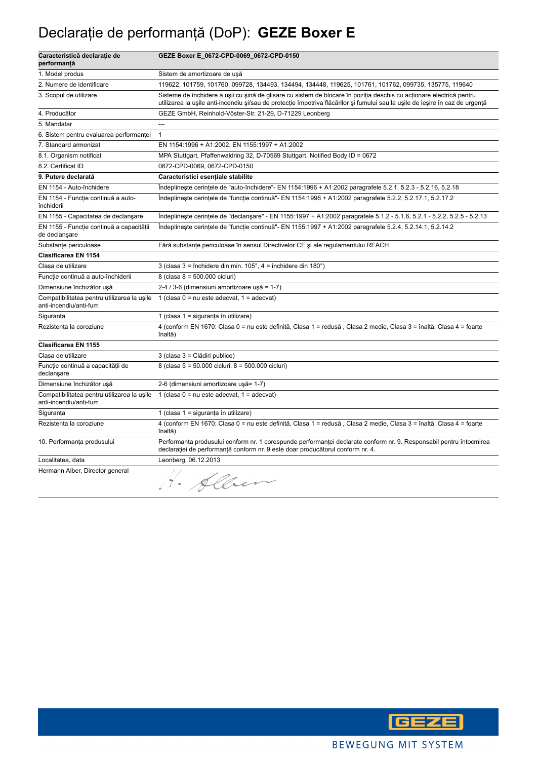# Declarație de performanță (DoP): **GEZE Boxer E**

| Caracteristică declarație de performanță | GEZE Boxer E_0672-CPD-0069_0672-CPD-0150 |
|---|---|
| 1. Model produs | Sistem de amortizoare de ușă |
| 2. Numere de identificare | 119622, 101759, 101760, 099728, 134493, 134494, 134448, 119625, 101761, 101762, 099735, 135775, 119640 |
| 3. Scopul de utilizare | Sisteme de închidere a ușii cu șină de glisare cu sistem de blocare în poziția deschis cu acționare electrică pentru utilizarea la ușile anti-incendiu și/sau de protecție împotriva flăcărilor și fumului sau la ușile de ieșire în caz de urgență |
| 4. Producător | GEZE GmbH, Reinhold-Vöster-Str. 21-29, D-71229 Leonberg |
| 5. Mandatar | --- |
| 6. Sistem pentru evaluarea performanței | 1 |
| 7. Standard armonizat | EN 1154:1996 + A1:2002, EN 1155:1997 + A1:2002 |
| 8.1. Organism notificat | MPA Stuttgart, Pfaffenwaldring 32, D-70569 Stuttgart, Notified Body ID = 0672 |
| 8.2. Certificat ID | 0672-CPD-0069, 0672-CPD-0150 |
| **9. Putere declarată** | **Caracteristici esențiale stabilite** |
| EN 1154 - Auto-închidere | Îndeplinește cerințele de "auto-închidere"- EN 1154:1996 + A1:2002 paragrafele 5.2.1, 5.2.3 - 5.2.16, 5.2.18 |
| EN 1154 - Funcție continuă a auto-închiderii | Îndeplinește cerințele de "funcție continuă"- EN 1154:1996 + A1:2002 paragrafele 5.2.2, 5.2.17.1, 5.2.17.2 |
| EN 1155 - Capacitatea de declanșare | Îndeplinește cerințele de "declanșare" - EN 1155:1997 + A1:2002 paragrafele 5.1.2 - 5.1.6, 5.2.1 - 5.2.2, 5.2.5 - 5.2.13 |
| EN 1155 - Funcție continuă a capacității de declanșare | Îndeplinește cerințele de "funcție continuă"- EN 1155:1997 + A1:2002 paragrafele 5.2.4, 5.2.14.1, 5.2.14.2 |
| Substanțe periculoase | Fără substanțe periculoase în sensul Directivelor CE și ale regulamentului REACH |
| **Clasificarea EN 1154** | |
| Clasa de utilizare | 3 (clasa 3 = închidere din min. 105°, 4 = închidere din 180°) |
| Funcție continuă a auto-închiderii | 8 (clasa 8 = 500.000 cicluri) |
| Dimensiune închizător ușă | 2-4 / 3-6 (dimensiuni amortizoare ușă = 1-7) |
| Compatibilitatea pentru utilizarea la ușile anti-incendiu/anti-fum | 1 (clasa 0 = nu este adecvat, 1 = adecvat) |
| Siguranța | 1 (clasa 1 = siguranța în utilizare) |
| Rezistența la coroziune | 4 (conform EN 1670: Clasa 0 = nu este definită, Clasa 1 = redusă , Clasa 2 medie, Clasa 3 = înaltă, Clasa 4 = foarte înaltă) |
| **Clasificarea EN 1155** | |
| Clasa de utilizare | 3 (clasa 3 = Clădiri publice) |
| Funcție continuă a capacității de declanșare | 8 (clasa 5 = 50.000 cicluri, 8 = 500.000 cicluri) |
| Dimensiune închizător ușă | 2-6 (dimensiuni amortizoare ușă= 1-7) |
| Compatibilitatea pentru utilizarea la ușile anti-incendiu/anti-fum | 1 (clasa 0 = nu este adecvat, 1 = adecvat) |
| Siguranța | 1 (clasa 1 = siguranța în utilizare) |
| Rezistența la coroziune | 4 (conform EN 1670: Clasa 0 = nu este definită, Clasa 1 = redusă , Clasa 2 medie, Clasa 3 = înaltă, Clasa 4 = foarte înaltă) |
| 10. Performanța produsului | Performanța produsului conform nr. 1 corespunde performanței declarate conform nr. 9. Responsabil pentru întocmirea declarației de performanță conform nr. 9 este doar producătorul conform nr. 4. |
| Localitatea, data | Leonberg, 06.12.2013 |
| Hermann Alber, Director general | H. Alber |

BEWEGUNG MIT SYSTEM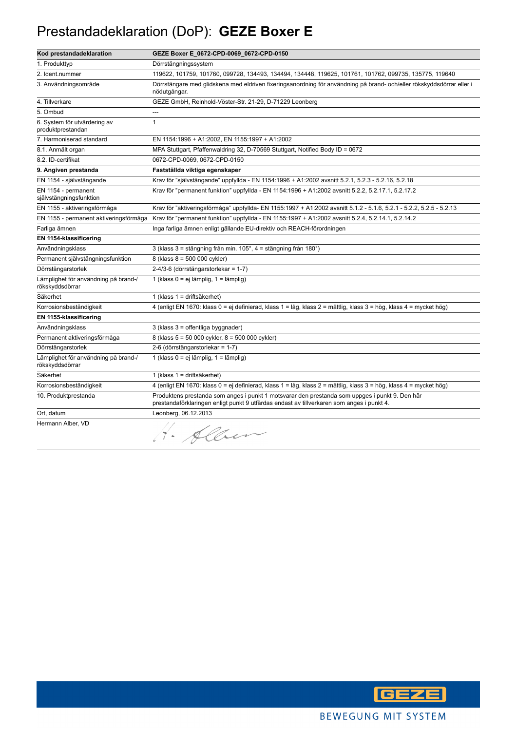# Prestandadeklaration (DoP): **GEZE Boxer E**

| **Kod prestandadeklaration** | **GEZE Boxer E_0672-CPD-0069_0672-CPD-0150** |
|---|---|
| 1. Produkttyp | Dörrstängningssystem |
| 2. Ident.nummer | 119622, 101759, 101760, 099728, 134493, 134494, 134448, 119625, 101761, 101762, 099735, 135775, 119640 |
| 3. Användningsområde | Dörrstängare med glidskena med eldriven fixeringsanordning för användning på brand- och/eller rökskyddsdörrar eller i nödutgångar. |
| 4. Tillverkare | GEZE GmbH, Reinhold-Vöster-Str. 21-29, D-71229 Leonberg |
| 5. Ombud | --- |
| 6. System för utvärdering av produktprestandan | 1 |
| 7. Harmoniserad standard | EN 1154:1996 + A1:2002, EN 1155:1997 + A1:2002 |
| 8.1. Anmält organ | MPA Stuttgart, Pfaffenwaldring 32, D-70569 Stuttgart, Notified Body ID = 0672 |
| 8.2. ID-certifikat | 0672-CPD-0069, 0672-CPD-0150 |
| **9. Angiven prestanda** | **Fastställda viktiga egenskaper** |
| EN 1154 - självstängande | Krav för "självstängande" uppfyllda - EN 1154:1996 + A1:2002 avsnitt 5.2.1, 5.2.3 - 5.2.16, 5.2.18 |
| EN 1154 - permanent självstängningsfunktion | Krav för "permanent funktion" uppfyllda - EN 1154:1996 + A1:2002 avsnitt 5.2.2, 5.2.17.1, 5.2.17.2 |
| EN 1155 - aktiveringsförmåga | Krav för "aktiveringsförmåga" uppfyllda- EN 1155:1997 + A1:2002 avsnitt 5.1.2 - 5.1.6, 5.2.1 - 5.2.2, 5.2.5 - 5.2.13 |
| EN 1155 - permanent aktiveringsförmåga | Krav för "permanent funktion" uppfyllda - EN 1155:1997 + A1:2002 avsnitt 5.2.4, 5.2.14.1, 5.2.14.2 |
| Farliga ämnen | Inga farliga ämnen enligt gällande EU-direktiv och REACH-förordningen |
| **EN 1154-klassificering** | |
| Användningsklass | 3 (klass 3 = stängning från min. 105°, 4 = stängning från 180°) |
| Permanent självstängningsfunktion | 8 (klass 8 = 500 000 cykler) |
| Dörrstängarstorlek | 2-4/3-6 (dörrstängarstorlekar = 1-7) |
| Lämplighet för användning på brand-/rökskyddsdörrar | 1 (klass 0 = ej lämplig, 1 = lämplig) |
| Säkerhet | 1 (klass 1 = driftsäkerhet) |
| Korrosionsbeständigkeit | 4 (enligt EN 1670: klass 0 = ej definierad, klass 1 = låg, klass 2 = måttlig, klass 3 = hög, klass 4 = mycket hög) |
| **EN 1155-klassificering** | |
| Användningsklass | 3 (klass 3 = offentliga byggnader) |
| Permanent aktiveringsförmåga | 8 (klass 5 = 50 000 cykler, 8 = 500 000 cykler) |
| Dörrstängarstorlek | 2-6 (dörrstängarstorlekar = 1-7) |
| Lämplighet för användning på brand-/rökskyddsdörrar | 1 (klass 0 = ej lämplig, 1 = lämplig) |
| Säkerhet | 1 (klass 1 = driftsäkerhet) |
| Korrosionsbeständigkeit | 4 (enligt EN 1670: klass 0 = ej definierad, klass 1 = låg, klass 2 = måttlig, klass 3 = hög, klass 4 = mycket hög) |
| 10. Produktprestanda | Produktens prestanda som anges i punkt 1 motsvarar den prestanda som uppges i punkt 9. Den här prestandaförklaringen enligt punkt 9 utfärdas endast av tillverkaren som anges i punkt 4. |
| Ort, datum | Leonberg, 06.12.2013 |
| Hermann Alber, VD | H. Alber |

BEWEGUNG MIT SYSTEM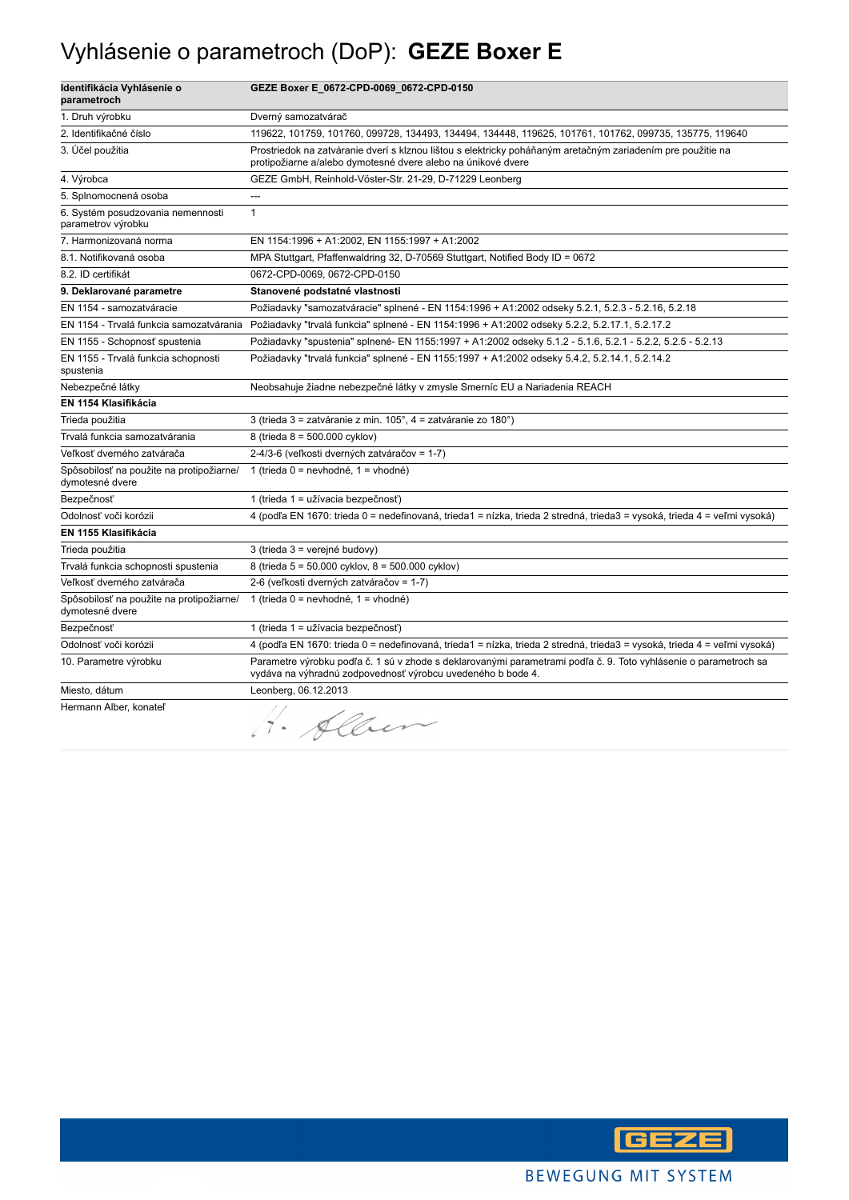# Vyhlásenie o parametroch (DoP): **GEZE Boxer E**

| **Identifikácia Vyhlásenie o parametroch** | **GEZE Boxer E_0672-CPD-0069_0672-CPD-0150** |
|---|---|
| 1. Druh výrobku | Dverný samozatvárač |
| 2. Identifikačné číslo | 119622, 101759, 101760, 099728, 134493, 134494, 134448, 119625, 101761, 101762, 099735, 135775, 119640 |
| 3. Účel použitia | Prostriedok na zatváranie dverí s klznou lištou s elektricky poháňaným aretačným zariadením pre použitie na protipožiarne a/alebo dymotesné dvere alebo na únikové dvere |
| 4. Výrobca | GEZE GmbH, Reinhold-Vöster-Str. 21-29, D-71229 Leonberg |
| 5. Splnomocnená osoba | --- |
| 6. Systém posudzovania nemennosti parametrov výrobku | 1 |
| 7. Harmonizovaná norma | EN 1154:1996 + A1:2002, EN 1155:1997 + A1:2002 |
| 8.1. Notifikovaná osoba | MPA Stuttgart, Pfaffenwaldring 32, D-70569 Stuttgart, Notified Body ID = 0672 |
| 8.2. ID certifikát | 0672-CPD-0069, 0672-CPD-0150 |
| **9. Deklarované parametre** | **Stanovené podstatné vlastnosti** |
| EN 1154 - samozatváracie | Požiadavky "samozatváracie" splnené - EN 1154:1996 + A1:2002 odseky 5.2.1, 5.2.3 - 5.2.16, 5.2.18 |
| EN 1154 - Trvalá funkcia samozatvárania | Požiadavky "trvalá funkcia" splnené - EN 1154:1996 + A1:2002 odseky 5.2.2, 5.2.17.1, 5.2.17.2 |
| EN 1155 - Schopnosť spustenia | Požiadavky "spustenia" splnené- EN 1155:1997 + A1:2002 odseky 5.1.2 - 5.1.6, 5.2.1 - 5.2.2, 5.2.5 - 5.2.13 |
| EN 1155 - Trvalá funkcia schopnosti spustenia | Požiadavky "trvalá funkcia" splnené - EN 1155:1997 + A1:2002 odseky 5.4.2, 5.2.14.1, 5.2.14.2 |
| Nebezpečné látky | Neobsahuje žiadne nebezpečné látky v zmysle Smerníc EU a Nariadenia REACH |
| **EN 1154 Klasifikácia** | |
| Trieda použitia | 3 (trieda 3 = zatváranie z min. 105°, 4 = zatváranie zo 180°) |
| Trvalá funkcia samozatvárania | 8 (trieda 8 = 500.000 cyklov) |
| Veľkosť dverného zatvárača | 2-4/3-6 (veľkosti dverných zatváračov = 1-7) |
| Spôsobilosť na použite na protipožiarne/ dymotesné dvere | 1 (trieda 0 = nevhodné, 1 = vhodné) |
| Bezpečnosť | 1 (trieda 1 = užívacia bezpečnosť) |
| Odolnosť voči korózii | 4 (podľa EN 1670: trieda 0 = nedefinovaná, trieda1 = nízka, trieda 2 stredná, trieda3 = vysoká, trieda 4 = veľmi vysoká) |
| **EN 1155 Klasifikácia** | |
| Trieda použitia | 3 (trieda 3 = verejné budovy) |
| Trvalá funkcia schopnosti spustenia | 8 (trieda 5 = 50.000 cyklov, 8 = 500.000 cyklov) |
| Veľkosť dverného zatvárača | 2-6 (veľkosti dverných zatváračov = 1-7) |
| Spôsobilosť na použite na protipožiarne/ dymotesné dvere | 1 (trieda 0 = nevhodné, 1 = vhodné) |
| Bezpečnosť | 1 (trieda 1 = užívacia bezpečnosť) |
| Odolnosť voči korózii | 4 (podľa EN 1670: trieda 0 = nedefinovaná, trieda1 = nízka, trieda 2 stredná, trieda3 = vysoká, trieda 4 = veľmi vysoká) |
| 10. Parametre výrobku | Parametre výrobku podľa č. 1 sú v zhode s deklarovanými parametrami podľa č. 9. Toto vyhlásenie o parametroch sa vydáva na výhradnú zodpovednosť výrobcu uvedeného b bode 4. |
| Miesto, dátum | Leonberg, 06.12.2013 |
| Hermann Alber, konateľ | H. Alber |

BEWEGUNG MIT SYSTEM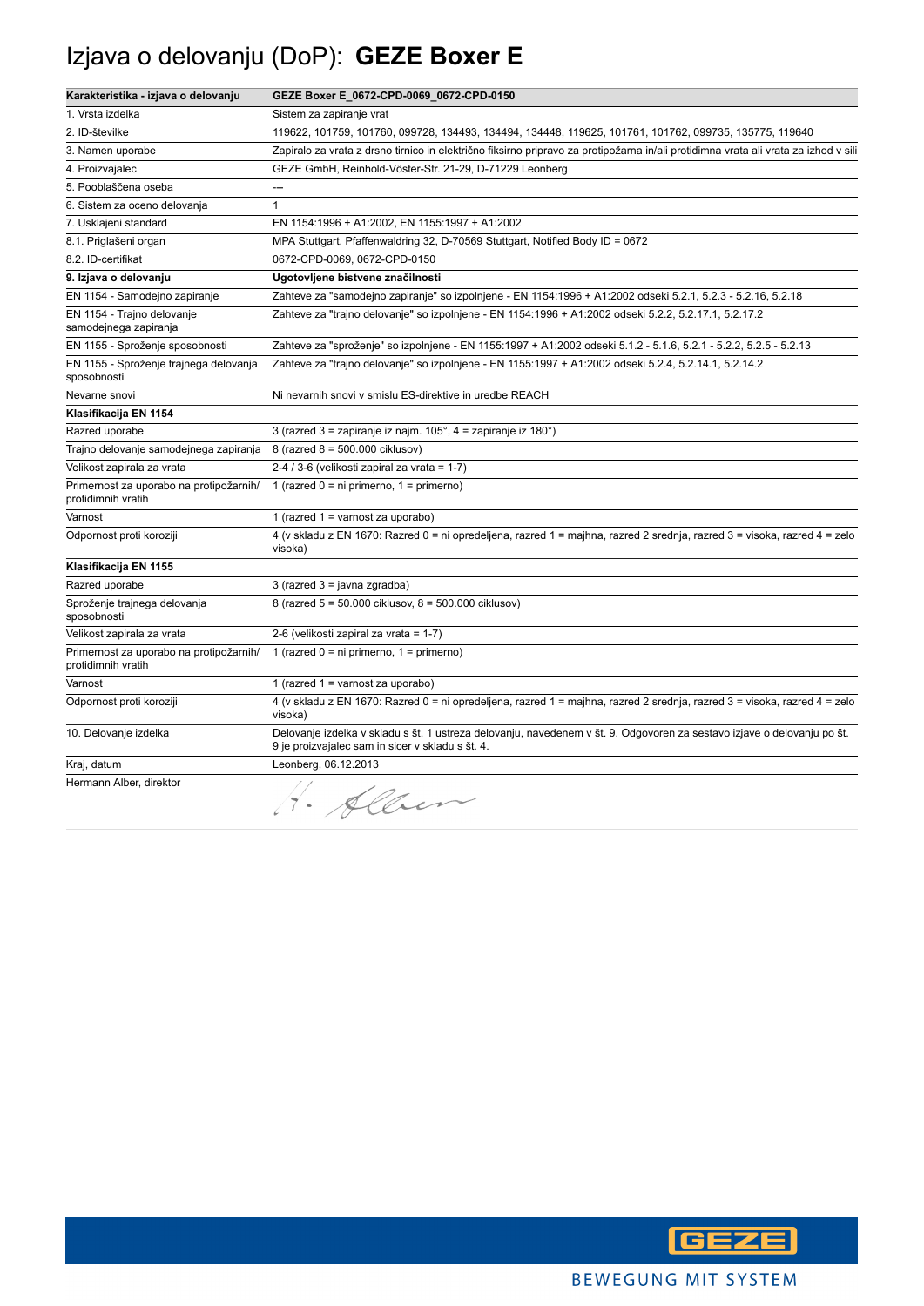# Izjava o delovanju (DoP): **GEZE Boxer E**

| **Karakteristika - izjava o delovanju** | **GEZE Boxer E_0672-CPD-0069_0672-CPD-0150** |
| --- | --- |
| 1. Vrsta izdelka | Sistem za zapiranje vrat |
| 2. ID-številke | 119622, 101759, 101760, 099728, 134493, 134494, 134448, 119625, 101761, 101762, 099735, 135775, 119640 |
| 3. Namen uporabe | Zapiralo za vrata z drsno tirnico in električno fiksirno pripravo za protipožarna in/ali protidimna vrata ali vrata za izhod v sili |
| 4. Proizvajalec | GEZE GmbH, Reinhold-Vöster-Str. 21-29, D-71229 Leonberg |
| 5. Pooblaščena oseba | --- |
| 6. Sistem za oceno delovanja | 1 |
| 7. Usklajeni standard | EN 1154:1996 + A1:2002, EN 1155:1997 + A1:2002 |
| 8.1. Priglašeni organ | MPA Stuttgart, Pfaffenwaldring 32, D-70569 Stuttgart, Notified Body ID = 0672 |
| 8.2. ID-certifikat | 0672-CPD-0069, 0672-CPD-0150 |
| **9. Izjava o delovanju** | **Ugotovljene bistvene značilnosti** |
| EN 1154 - Samodejno zapiranje | Zahteve za "samodejno zapiranje" so izpolnjene - EN 1154:1996 + A1:2002 odseki 5.2.1, 5.2.3 - 5.2.16, 5.2.18 |
| EN 1154 - Trajno delovanje samodejnega zapiranja | Zahteve za "trajno delovanje" so izpolnjene - EN 1154:1996 + A1:2002 odseki 5.2.2, 5.2.17.1, 5.2.17.2 |
| EN 1155 - Sproženje sposobnosti | Zahteve za "sproženje" so izpolnjene - EN 1155:1997 + A1:2002 odseki 5.1.2 - 5.1.6, 5.2.1 - 5.2.2, 5.2.5 - 5.2.13 |
| EN 1155 - Sproženje trajnega delovanja sposobnosti | Zahteve za "trajno delovanje" so izpolnjene - EN 1155:1997 + A1:2002 odseki 5.2.4, 5.2.14.1, 5.2.14.2 |
| Nevarne snovi | Ni nevarnih snovi v smislu ES-direktive in uredbe REACH |
| **Klasifikacija EN 1154** | |
| Razred uporabe | 3 (razred 3 = zapiranje iz najm. 105°, 4 = zapiranje iz 180°) |
| Trajno delovanje samodejnega zapiranja | 8 (razred 8 = 500.000 ciklusov) |
| Velikost zapirala za vrata | 2-4 / 3-6 (velikosti zapiral za vrata = 1-7) |
| Primernost za uporabo na protipožarnih/ protidimnih vratih | 1 (razred 0 = ni primerno, 1 = primerno) |
| Varnost | 1 (razred 1 = varnost za uporabo) |
| Odpornost proti koroziji | 4 (v skladu z EN 1670: Razred 0 = ni opredeljena, razred 1 = majhna, razred 2 srednja, razred 3 = visoka, razred 4 = zelo visoka) |
| **Klasifikacija EN 1155** | |
| Razred uporabe | 3 (razred 3 = javna zgradba) |
| Sproženje trajnega delovanja sposobnosti | 8 (razred 5 = 50.000 ciklusov, 8 = 500.000 ciklusov) |
| Velikost zapirala za vrata | 2-6 (velikosti zapiral za vrata = 1-7) |
| Primernost za uporabo na protipožarnih/ protidimnih vratih | 1 (razred 0 = ni primerno, 1 = primerno) |
| Varnost | 1 (razred 1 = varnost za uporabo) |
| Odpornost proti koroziji | 4 (v skladu z EN 1670: Razred 0 = ni opredeljena, razred 1 = majhna, razred 2 srednja, razred 3 = visoka, razred 4 = zelo visoka) |
| 10. Delovanje izdelka | Delovanje izdelka v skladu s št. 1 ustreza delovanju, navedenem v št. 9. Odgovoren za sestavo izjave o delovanju po št. 9 je proizvajalec sam in sicer v skladu s št. 4. |
| Kraj, datum | Leonberg, 06.12.2013 |
| Hermann Alber, direktor | H. Alber |

GEZE

BEWEGUNG MIT SYSTEM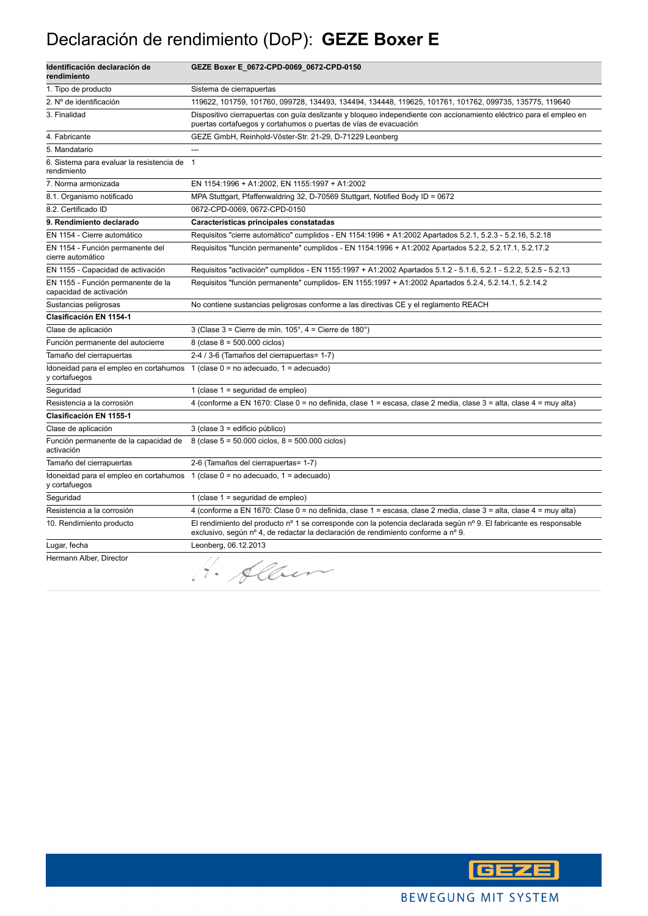# Declaración de rendimiento (DoP): **GEZE Boxer E**

| **Identificación declaración de rendimiento** | **GEZE Boxer E_0672-CPD-0069_0672-CPD-0150** |
| --- | --- |
| 1. Tipo de producto | Sistema de cierrapuertas |
| 2. Nº de identificación | 119622, 101759, 101760, 099728, 134493, 134494, 134448, 119625, 101761, 101762, 099735, 135775, 119640 |
| 3. Finalidad | Dispositivo cierrapuertas con guía deslizante y bloqueo independiente con accionamiento eléctrico para el empleo en puertas cortafuegos y cortahumos o puertas de vías de evacuación |
| 4. Fabricante | GEZE GmbH, Reinhold-Vöster-Str. 21-29, D-71229 Leonberg |
| 5. Mandatario | --- |
| 6. Sistema para evaluar la resistencia de rendimiento | 1 |
| 7. Norma armonizada | EN 1154:1996 + A1:2002, EN 1155:1997 + A1:2002 |
| 8.1. Organismo notificado | MPA Stuttgart, Pfaffenwaldring 32, D-70569 Stuttgart, Notified Body ID = 0672 |
| 8.2. Certificado ID | 0672-CPD-0069, 0672-CPD-0150 |
| **9. Rendimiento declarado** | **Características principales constatadas** |
| EN 1154 - Cierre automático | Requisitos "cierre automático" cumplidos - EN 1154:1996 + A1:2002 Apartados 5.2.1, 5.2.3 - 5.2.16, 5.2.18 |
| EN 1154 - Función permanente del cierre automático | Requisitos "función permanente" cumplidos - EN 1154:1996 + A1:2002 Apartados 5.2.2, 5.2.17.1, 5.2.17.2 |
| EN 1155 - Capacidad de activación | Requisitos "activación" cumplidos - EN 1155:1997 + A1:2002 Apartados 5.1.2 - 5.1.6, 5.2.1 - 5.2.2, 5.2.5 - 5.2.13 |
| EN 1155 - Función permanente de la capacidad de activación | Requisitos "función permanente" cumplidos- EN 1155:1997 + A1:2002 Apartados 5.2.4, 5.2.14.1, 5.2.14.2 |
| Sustancias peligrosas | No contiene sustancias peligrosas conforme a las directivas CE y el reglamento REACH |
| **Clasificación EN 1154-1** | |
| Clase de aplicación | 3 (Clase 3 = Cierre de mín. 105°, 4 = Cierre de 180°) |
| Función permanente del autocierre | 8 (clase 8 = 500.000 ciclos) |
| Tamaño del cierrapuertas | 2-4 / 3-6 (Tamaños del cierrapuertas= 1-7) |
| Idoneidad para el empleo en cortahumos y cortafuegos | 1 (clase 0 = no adecuado, 1 = adecuado) |
| Seguridad | 1 (clase 1 = seguridad de empleo) |
| Resistencia a la corrosión | 4 (conforme a EN 1670: Clase 0 = no definida, clase 1 = escasa, clase 2 media, clase 3 = alta, clase 4 = muy alta) |
| **Clasificación EN 1155-1** | |
| Clase de aplicación | 3 (clase 3 = edificio público) |
| Función permanente de la capacidad de activación | 8 (clase 5 = 50.000 ciclos, 8 = 500.000 ciclos) |
| Tamaño del cierrapuertas | 2-6 (Tamaños del cierrapuertas= 1-7) |
| Idoneidad para el empleo en cortahumos y cortafuegos | 1 (clase 0 = no adecuado, 1 = adecuado) |
| Seguridad | 1 (clase 1 = seguridad de empleo) |
| Resistencia a la corrosión | 4 (conforme a EN 1670: Clase 0 = no definida, clase 1 = escasa, clase 2 media, clase 3 = alta, clase 4 = muy alta) |
| 10. Rendimiento producto | El rendimiento del producto nº 1 se corresponde con la potencia declarada según nº 9. El fabricante es responsable exclusivo, según nº 4, de redactar la declaración de rendimiento conforme a nº 9. |
| Lugar, fecha | Leonberg, 06.12.2013 |
| Hermann Alber, Director | H. Alber |

GEZE

BEWEGUNG MIT SYSTEM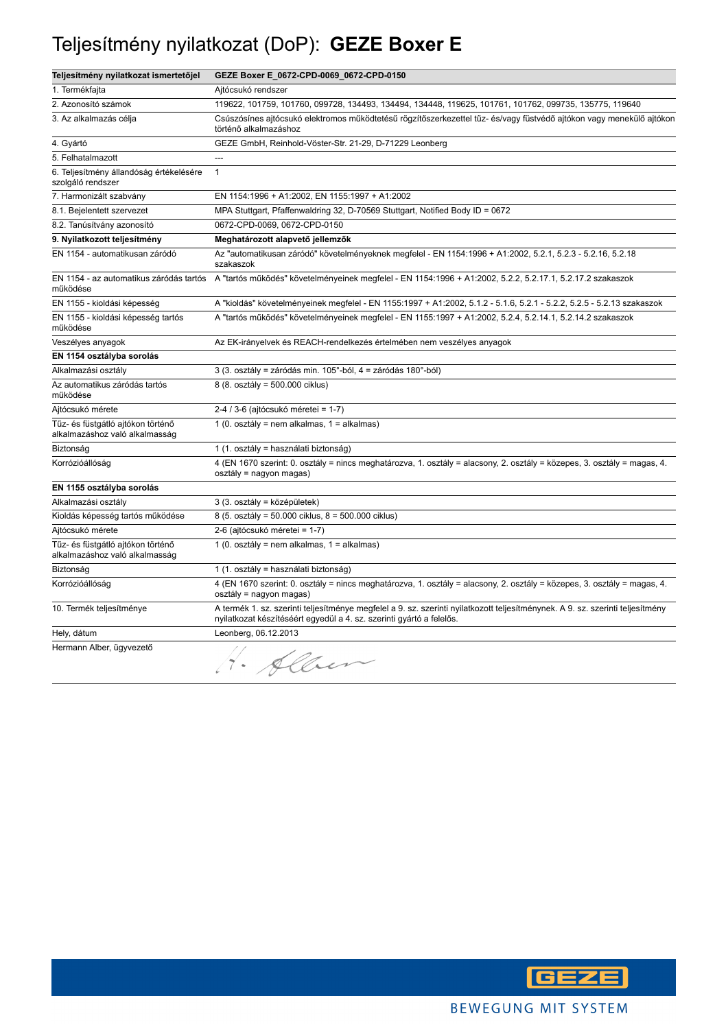# Teljesítmény nyilatkozat (DoP): **GEZE Boxer E**

| **Teljesítmény nyilatkozat ismertetőjel** | **GEZE Boxer E_0672-CPD-0069_0672-CPD-0150** |
|---|---|
| 1. Termékfajta | Ajtócsukó rendszer |
| 2. Azonosító számok | 119622, 101759, 101760, 099728, 134493, 134494, 134448, 119625, 101761, 101762, 099735, 135775, 119640 |
| 3. Az alkalmazás célja | Csúszósínes ajtócsukó elektromos működtetésű rögzítőszerkezettel tűz- és/vagy füstvédő ajtókon vagy menekülő ajtókon történő alkalmazáshoz |
| 4. Gyártó | GEZE GmbH, Reinhold-Vöster-Str. 21-29, D-71229 Leonberg |
| 5. Felhatalmazott | --- |
| 6. Teljesítmény állandóság értékelésére szolgáló rendszer | 1 |
| 7. Harmonizált szabvány | EN 1154:1996 + A1:2002, EN 1155:1997 + A1:2002 |
| 8.1. Bejelentett szervezet | MPA Stuttgart, Pfaffenwaldring 32, D-70569 Stuttgart, Notified Body ID = 0672 |
| 8.2. Tanúsítvány azonosító | 0672-CPD-0069, 0672-CPD-0150 |
| **9. Nyilatkozott teljesítmény** | **Meghatározott alapvető jellemzők** |
| EN 1154 - automatikusan záródó | Az "automatikusan záródó" követelményeknek megfelel - EN 1154:1996 + A1:2002, 5.2.1, 5.2.3 - 5.2.16, 5.2.18 szakaszok |
| EN 1154 - az automatikus záródás tartós működése | A "tartós működés" követelményeinek megfelel - EN 1154:1996 + A1:2002, 5.2.2, 5.2.17.1, 5.2.17.2 szakaszok |
| EN 1155 - kioldási képesség | A "kioldás" követelményeinek megfelel - EN 1155:1997 + A1:2002, 5.1.2 - 5.1.6, 5.2.1 - 5.2.2, 5.2.5 - 5.2.13 szakaszok |
| EN 1155 - kioldási képesség tartós működése | A "tartós működés" követelményeinek megfelel - EN 1155:1997 + A1:2002, 5.2.4, 5.2.14.1, 5.2.14.2 szakaszok |
| Veszélyes anyagok | Az EK-irányelvek és REACH-rendelkezés értelmében nem veszélyes anyagok |
| **EN 1154 osztályba sorolás** | |
| Alkalmazási osztály | 3 (3. osztály = záródás min. 105°-ból, 4 = záródás 180°-ból) |
| Az automatikus záródás tartós működése | 8 (8. osztály = 500.000 ciklus) |
| Ajtócsukó mérete | 2-4 / 3-6 (ajtócsukó méretei = 1-7) |
| Tűz- és füstgátló ajtókon történő alkalmazáshoz való alkalmasság | 1 (0. osztály = nem alkalmas, 1 = alkalmas) |
| Biztonság | 1 (1. osztály = használati biztonság) |
| Korrózióállóság | 4 (EN 1670 szerint: 0. osztály = nincs meghatározva, 1. osztály = alacsony, 2. osztály = közepes, 3. osztály = magas, 4. osztály = nagyon magas) |
| **EN 1155 osztályba sorolás** | |
| Alkalmazási osztály | 3 (3. osztály = középületek) |
| Kioldás képesség tartós működése | 8 (5. osztály = 50.000 ciklus, 8 = 500.000 ciklus) |
| Ajtócsukó mérete | 2-6 (ajtócsukó méretei = 1-7) |
| Tűz- és füstgátló ajtókon történő alkalmazáshoz való alkalmasság | 1 (0. osztály = nem alkalmas, 1 = alkalmas) |
| Biztonság | 1 (1. osztály = használati biztonság) |
| Korrózióállóság | 4 (EN 1670 szerint: 0. osztály = nincs meghatározva, 1. osztály = alacsony, 2. osztály = közepes, 3. osztály = magas, 4. osztály = nagyon magas) |
| 10. Termék teljesítménye | A termék 1. sz. szerinti teljesítménye megfelel a 9. sz. szerinti nyilatkozott teljesítménynek. A 9. sz. szerinti teljesítmény nyilatkozat készítéséért egyedül a 4. sz. szerinti gyártó a felelős. |
| Hely, dátum | Leonberg, 06.12.2013 |
| Hermann Alber, ügyvezető | H. Alber |

GEZE

BEWEGUNG MIT SYSTEM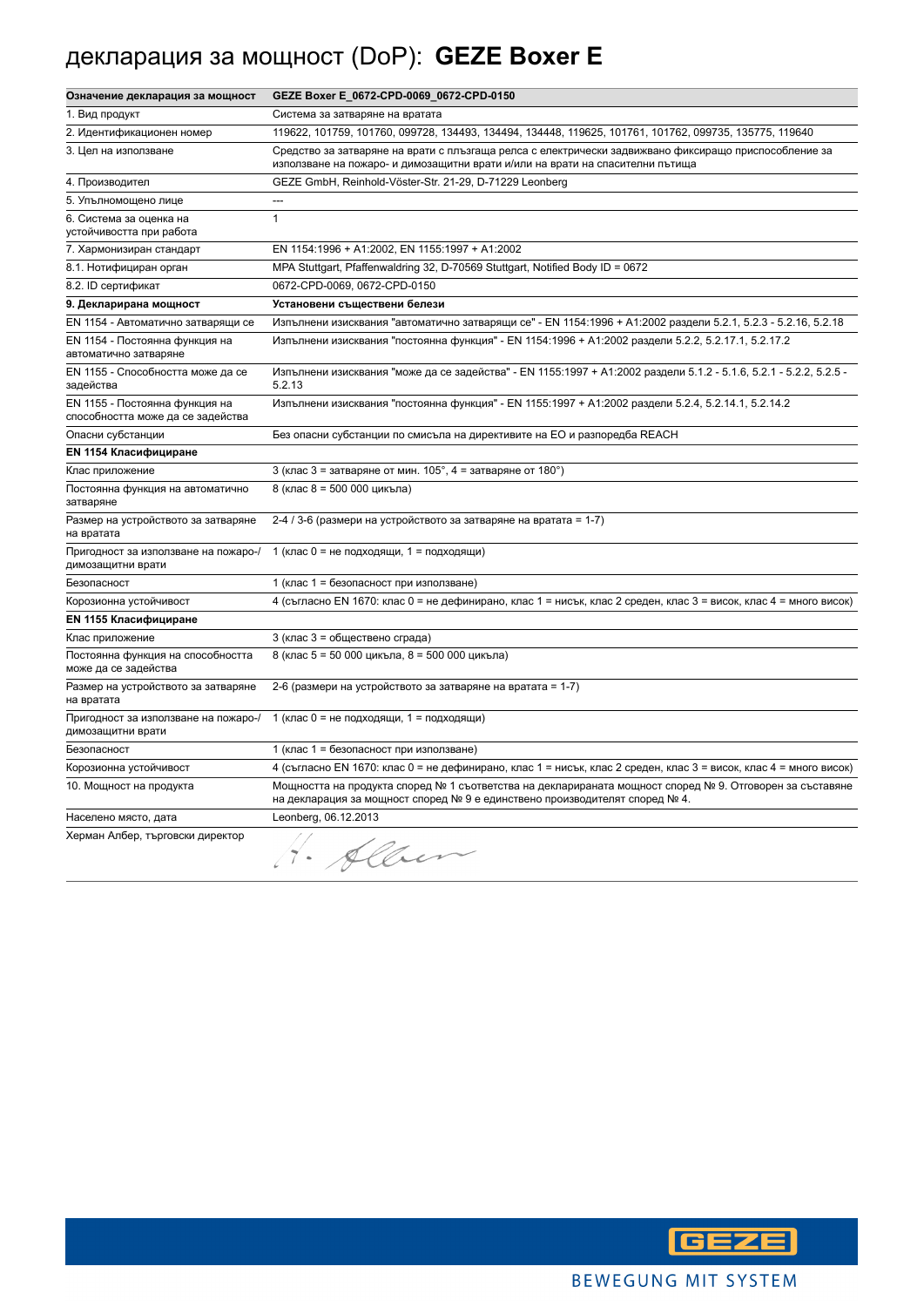# декларация за мощност (DoP): **GEZE Boxer E**

| **Означение декларация за мощност** | **GEZE Boxer E_0672-CPD-0069_0672-CPD-0150** |
|---|---|
| 1. Вид продукт | Система за затваряне на вратата |
| 2. Идентификационен номер | 119622, 101759, 101760, 099728, 134493, 134494, 134448, 119625, 101761, 101762, 099735, 135775, 119640 |
| 3. Цел на използване | Средство за затваряне на врати с плъзгаща релса с електрически задвижвано фиксиращо приспособление за използване на пожаро- и димозащитни врати и/или на врати на спасителни пътища |
| 4. Производител | GEZE GmbH, Reinhold-Vöster-Str. 21-29, D-71229 Leonberg |
| 5. Упълномощено лице | --- |
| 6. Система за оценка на устойчивостта при работа | 1 |
| 7. Хармонизиран стандарт | EN 1154:1996 + A1:2002, EN 1155:1997 + A1:2002 |
| 8.1. Нотифициран орган | MPA Stuttgart, Pfaffenwaldring 32, D-70569 Stuttgart, Notified Body ID = 0672 |
| 8.2. ID сертификат | 0672-CPD-0069, 0672-CPD-0150 |
| **9. Декларирана мощност** | **Установени съществени белези** |
| EN 1154 - Автоматично затварящи се | Изпълнени изисквания "автоматично затварящи се" - EN 1154:1996 + A1:2002 раздели 5.2.1, 5.2.3 - 5.2.16, 5.2.18 |
| EN 1154 - Постоянна функция на автоматично затваряне | Изпълнени изисквания "постоянна функция" - EN 1154:1996 + A1:2002 раздели 5.2.2, 5.2.17.1, 5.2.17.2 |
| EN 1155 - Способността може да се задейства | Изпълнени изисквания "може да се задейства" - EN 1155:1997 + A1:2002 раздели 5.1.2 - 5.1.6, 5.2.1 - 5.2.2, 5.2.5 - 5.2.13 |
| EN 1155 - Постоянна функция на способността може да се задейства | Изпълнени изисквания "постоянна функция" - EN 1155:1997 + A1:2002 раздели 5.2.4, 5.2.14.1, 5.2.14.2 |
| Опасни субстанции | Без опасни субстанции по смисъла на директивите на ЕО и разпоредба REACH |
| **EN 1154 Класифициране** | |
| Клас приложение | 3 (клас 3 = затваряне от мин. 105°, 4 = затваряне от 180°) |
| Постоянна функция на автоматично затваряне | 8 (клас 8 = 500 000 цикъла) |
| Размер на устройството за затваряне на вратата | 2-4 / 3-6 (размери на устройството за затваряне на вратата = 1-7) |
| Пригодност за използване на пожаро-/димозащитни врати | 1 (клас 0 = не подходящи, 1 = подходящи) |
| Безопасност | 1 (клас 1 = безопасност при използване) |
| Корозионна устойчивост | 4 (съгласно EN 1670: клас 0 = не дефинирано, клас 1 = нисък, клас 2 среден, клас 3 = висок, клас 4 = много висок) |
| **EN 1155 Класифициране** | |
| Клас приложение | 3 (клас 3 = обществено сграда) |
| Постоянна функция на способността може да се задейства | 8 (клас 5 = 50 000 цикъла, 8 = 500 000 цикъла) |
| Размер на устройството за затваряне на вратата | 2-6 (размери на устройството за затваряне на вратата = 1-7) |
| Пригодност за използване на пожаро-/димозащитни врати | 1 (клас 0 = не подходящи, 1 = подходящи) |
| Безопасност | 1 (клас 1 = безопасност при използване) |
| Корозионна устойчивост | 4 (съгласно EN 1670: клас 0 = не дефинирано, клас 1 = нисък, клас 2 среден, клас 3 = висок, клас 4 = много висок) |
| 10. Мощност на продукта | Мощността на продукта според № 1 съответства на декларираната мощност според № 9. Отговорен за съставяне на декларация за мощност според № 9 е единствено производителят според № 4. |
| Населено място, дата | Leonberg, 06.12.2013 |
| Херман Албер, търговски директор | H. Alber |

GEZE

BEWEGUNG MIT SYSTEM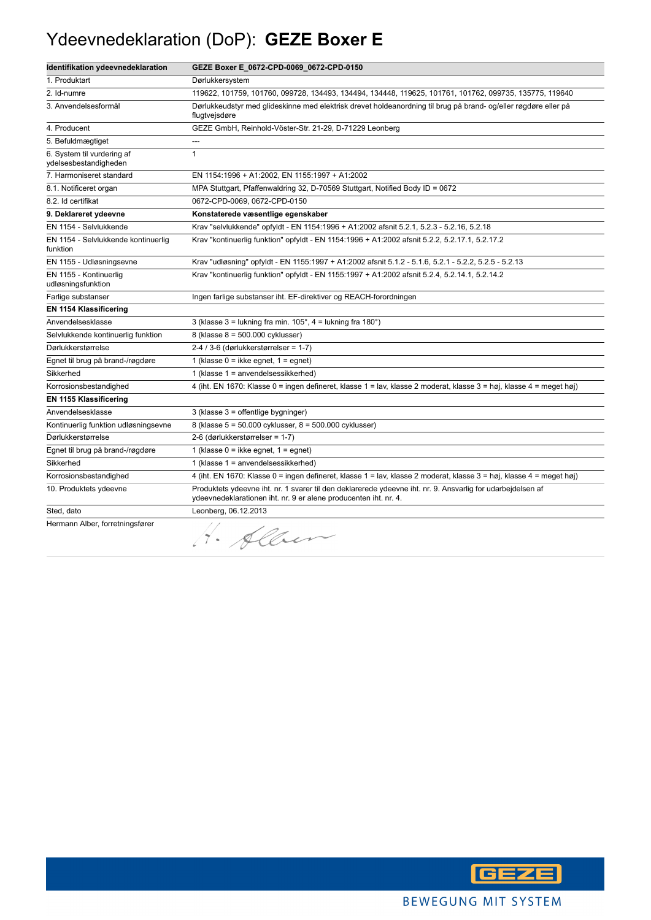# Ydeevnedeklaration (DoP): **GEZE Boxer E**

| **Identifikation ydeevnedeklaration** | **GEZE Boxer E_0672-CPD-0069_0672-CPD-0150** |
|---|---|
| 1. Produktart | Dørlukkersystem |
| 2. Id-numre | 119622, 101759, 101760, 099728, 134493, 134494, 134448, 119625, 101761, 101762, 099735, 135775, 119640 |
| 3. Anvendelsesformål | Dørlukkeudstyr med glideskinne med elektrisk drevet holdeanordning til brug på brand- og/eller røgdøre eller på flugtvejsdøre |
| 4. Producent | GEZE GmbH, Reinhold-Vöster-Str. 21-29, D-71229 Leonberg |
| 5. Befuldmægtiget | --- |
| 6. System til vurdering af ydelsesbestandigheden | 1 |
| 7. Harmoniseret standard | EN 1154:1996 + A1:2002, EN 1155:1997 + A1:2002 |
| 8.1. Notificeret organ | MPA Stuttgart, Pfaffenwaldring 32, D-70569 Stuttgart, Notified Body ID = 0672 |
| 8.2. Id certifikat | 0672-CPD-0069, 0672-CPD-0150 |
| **9. Deklareret ydeevne** | **Konstaterede væsentlige egenskaber** |
| EN 1154 - Selvlukkende | Krav "selvlukkende" opfyldt - EN 1154:1996 + A1:2002 afsnit 5.2.1, 5.2.3 - 5.2.16, 5.2.18 |
| EN 1154 - Selvlukkende kontinuerlig funktion | Krav "kontinuerlig funktion" opfyldt - EN 1154:1996 + A1:2002 afsnit 5.2.2, 5.2.17.1, 5.2.17.2 |
| EN 1155 - Udløsningsevne | Krav "udløsning" opfyldt - EN 1155:1997 + A1:2002 afsnit 5.1.2 - 5.1.6, 5.2.1 - 5.2.2, 5.2.5 - 5.2.13 |
| EN 1155 - Kontinuerlig udløsningsfunktion | Krav "kontinuerlig funktion" opfyldt - EN 1155:1997 + A1:2002 afsnit 5.2.4, 5.2.14.1, 5.2.14.2 |
| Farlige substanser | Ingen farlige substanser iht. EF-direktiver og REACH-forordningen |
| **EN 1154 Klassificering** | |
| Anvendelsesklasse | 3 (klasse 3 = lukning fra min. 105°, 4 = lukning fra 180°) |
| Selvlukkende kontinuerlig funktion | 8 (klasse 8 = 500.000 cyklusser) |
| Dørlukkerstørrelse | 2-4 / 3-6 (dørlukkerstørrelser = 1-7) |
| Egnet til brug på brand-/røgdøre | 1 (klasse 0 = ikke egnet, 1 = egnet) |
| Sikkerhed | 1 (klasse 1 = anvendelsessikkerhed) |
| Korrosionsbestandighed | 4 (iht. EN 1670: Klasse 0 = ingen defineret, klasse 1 = lav, klasse 2 moderat, klasse 3 = høj, klasse 4 = meget høj) |
| **EN 1155 Klassificering** | |
| Anvendelsesklasse | 3 (klasse 3 = offentlige bygninger) |
| Kontinuerlig funktion udløsningsevne | 8 (klasse 5 = 50.000 cyklusser, 8 = 500.000 cyklusser) |
| Dørlukkerstørrelse | 2-6 (dørlukkerstørrelser = 1-7) |
| Egnet til brug på brand-/røgdøre | 1 (klasse 0 = ikke egnet, 1 = egnet) |
| Sikkerhed | 1 (klasse 1 = anvendelsessikkerhed) |
| Korrosionsbestandighed | 4 (iht. EN 1670: Klasse 0 = ingen defineret, klasse 1 = lav, klasse 2 moderat, klasse 3 = høj, klasse 4 = meget høj) |
| 10. Produktets ydeevne | Produktets ydeevne iht. nr. 1 svarer til den deklarerede ydeevne iht. nr. 9. Ansvarlig for udarbejdelsen af ydeevnedeklarationen iht. nr. 9 er alene producenten iht. nr. 4. |
| Sted, dato | Leonberg, 06.12.2013 |
| Hermann Alber, forretningsfører | H. Alber |

GEZE

BEWEGUNG MIT SYSTEM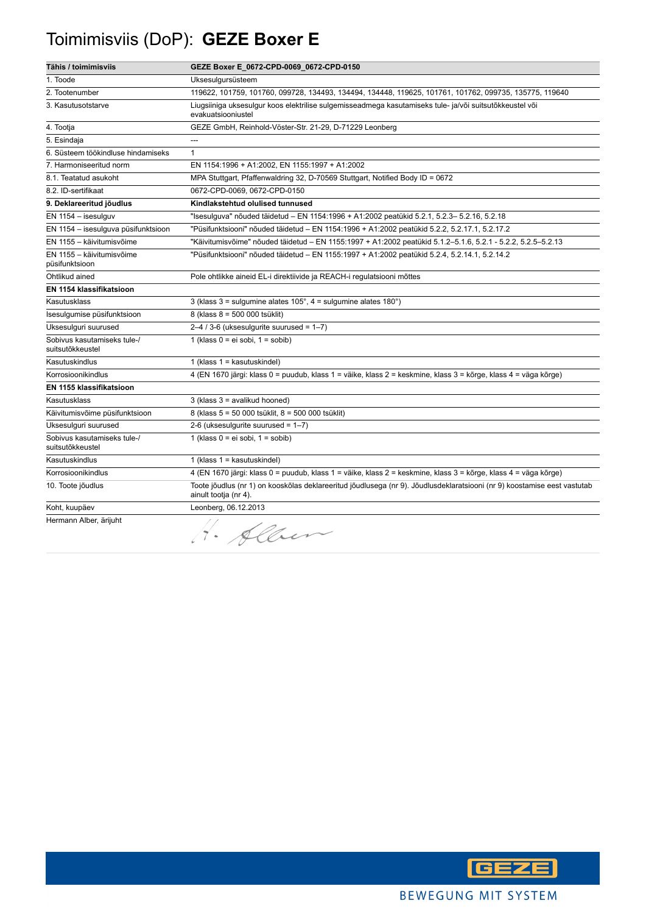# Toimimisviis (DoP): **GEZE Boxer E**

| **Tähis / toimimisviis** | **GEZE Boxer E_0672-CPD-0069_0672-CPD-0150** |
|---|---|
| 1. Toode | Uksesulgursüsteem |
| 2. Tootenumber | 119622, 101759, 101760, 099728, 134493, 134494, 134448, 119625, 101761, 101762, 099735, 135775, 119640 |
| 3. Kasutusotstarve | Liugsiiniga uksesulgur koos elektrilise sulgemisseadmega kasutamiseks tule- ja/või suitsutõkkeustel või evakuatsiooniustel |
| 4. Tootja | GEZE GmbH, Reinhold-Vöster-Str. 21-29, D-71229 Leonberg |
| 5. Esindaja | --- |
| 6. Süsteem töökindluse hindamiseks | 1 |
| 7. Harmoniseeritud norm | EN 1154:1996 + A1:2002, EN 1155:1997 + A1:2002 |
| 8.1. Teatatud asukoht | MPA Stuttgart, Pfaffenwaldring 32, D-70569 Stuttgart, Notified Body ID = 0672 |
| 8.2. ID-sertifikaat | 0672-CPD-0069, 0672-CPD-0150 |
| **9. Deklareeritud jõudlus** | **Kindlakstehtud olulised tunnused** |
| EN 1154 – isesulguv | "Isesulguva" nõuded täidetud – EN 1154:1996 + A1:2002 peatükid 5.2.1, 5.2.3– 5.2.16, 5.2.18 |
| EN 1154 – isesulguva püsifunktsioon | "Püsifunktsiooni" nõuded täidetud – EN 1154:1996 + A1:2002 peatükid 5.2.2, 5.2.17.1, 5.2.17.2 |
| EN 1155 – käivitumisvõime | "Käivitumisvõime" nõuded täidetud – EN 1155:1997 + A1:2002 peatükid 5.1.2–5.1.6, 5.2.1 - 5.2.2, 5.2.5–5.2.13 |
| EN 1155 – käivitumisvõime püsifunktsioon | "Püsifunktsiooni" nõuded täidetud – EN 1155:1997 + A1:2002 peatükid 5.2.4, 5.2.14.1, 5.2.14.2 |
| Ohtlikud ained | Pole ohtlikke aineid EL-i direktiivide ja REACH-i regulatsiooni mõttes |
| **EN 1154 klassifikatsioon** | |
| Kasutusklass | 3 (klass 3 = sulgumine alates 105°, 4 = sulgumine alates 180°) |
| Isesulgumise püsifunktsioon | 8 (klass 8 = 500 000 tsüklit) |
| Uksesulguri suurused | 2–4 / 3-6 (uksesulgurite suurused = 1–7) |
| Sobivus kasutamiseks tule-/ suitsutõkkeustel | 1 (klass 0 = ei sobi, 1 = sobib) |
| Kasutuskindlus | 1 (klass 1 = kasutuskindel) |
| Korrosioonikindlus | 4 (EN 1670 järgi: klass 0 = puudub, klass 1 = väike, klass 2 = keskmine, klass 3 = kõrge, klass 4 = väga kõrge) |
| **EN 1155 klassifikatsioon** | |
| Kasutusklass | 3 (klass 3 = avalikud hooned) |
| Käivitumisvõime püsifunktsioon | 8 (klass 5 = 50 000 tsüklit, 8 = 500 000 tsüklit) |
| Uksesulguri suurused | 2-6 (uksesulgurite suurused = 1–7) |
| Sobivus kasutamiseks tule-/ suitsutõkkeustel | 1 (klass 0 = ei sobi, 1 = sobib) |
| Kasutuskindlus | 1 (klass 1 = kasutuskindel) |
| Korrosioonikindlus | 4 (EN 1670 järgi: klass 0 = puudub, klass 1 = väike, klass 2 = keskmine, klass 3 = kõrge, klass 4 = väga kõrge) |
| 10. Toote jõudlus | Toote jõudlus (nr 1) on kooskõlas deklareeritud jõudlusega (nr 9). Jõudlusdeklaratsiooni (nr 9) koostamise eest vastutab ainult tootja (nr 4). |
| Koht, kuupäev | Leonberg, 06.12.2013 |
| Hermann Alber, ärijuht | H. Alber |

GEZE

BEWEGUNG MIT SYSTEM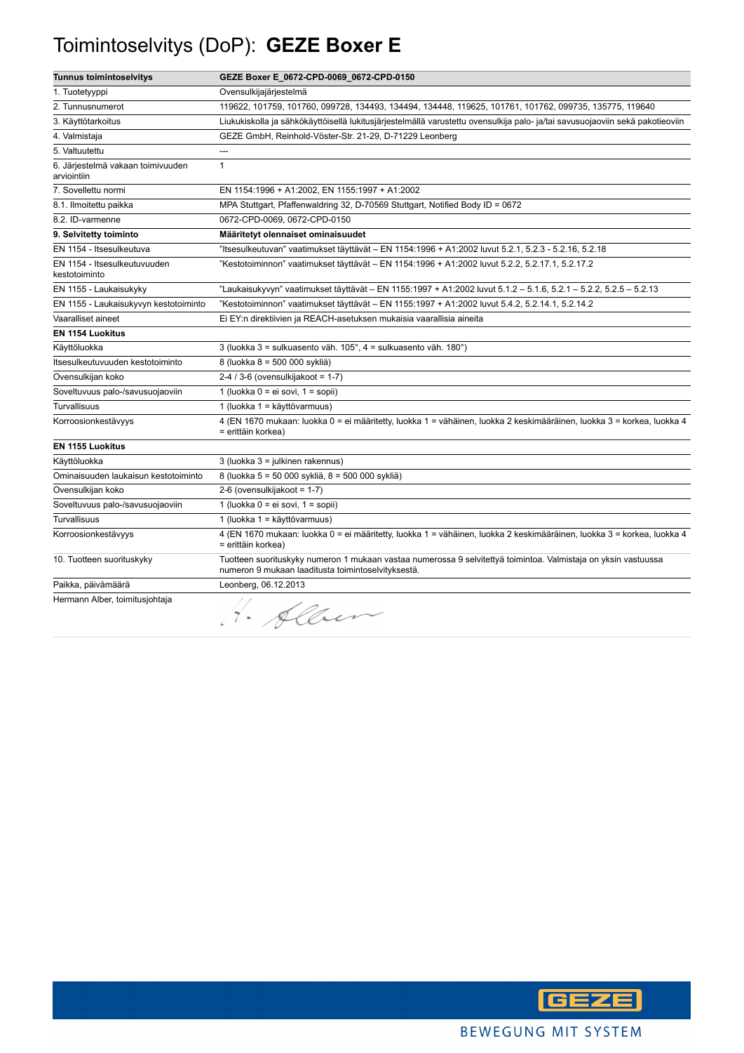# Toimintoselvitys (DoP): **GEZE Boxer E**

| **Tunnus toimintoselvitys** | **GEZE Boxer E_0672-CPD-0069_0672-CPD-0150** |
|---|---|
| 1. Tuotetyyppi | Ovensulkijajärjestelmä |
| 2. Tunnusnumerot | 119622, 101759, 101760, 099728, 134493, 134494, 134448, 119625, 101761, 101762, 099735, 135775, 119640 |
| 3. Käyttötarkoitus | Liukukiskolla ja sähkökäyttöisellä lukitusjärjestelmällä varustettu ovensulkija palo- ja/tai savusuojaoviin sekä pakotieoviin |
| 4. Valmistaja | GEZE GmbH, Reinhold-Vöster-Str. 21-29, D-71229 Leonberg |
| 5. Valtuutettu | --- |
| 6. Järjestelmä vakaan toimivuuden arviointiin | 1 |
| 7. Sovellettu normi | EN 1154:1996 + A1:2002, EN 1155:1997 + A1:2002 |
| 8.1. Ilmoitettu paikka | MPA Stuttgart, Pfaffenwaldring 32, D-70569 Stuttgart, Notified Body ID = 0672 |
| 8.2. ID-varmenne | 0672-CPD-0069, 0672-CPD-0150 |
| **9. Selvitetty toiminto** | **Määritetyt olennaiset ominaisuudet** |
| EN 1154 - Itsesulkeutuva | "Itsesulkeutuvan" vaatimukset täyttävät – EN 1154:1996 + A1:2002 luvut 5.2.1, 5.2.3 - 5.2.16, 5.2.18 |
| EN 1154 - Itsesulkeutuvuuden kestotoiminto | "Kestotoiminnon" vaatimukset täyttävät – EN 1154:1996 + A1:2002 luvut 5.2.2, 5.2.17.1, 5.2.17.2 |
| EN 1155 - Laukaisukyky | "Laukaisukyvyn" vaatimukset täyttävät – EN 1155:1997 + A1:2002 luvut 5.1.2 – 5.1.6, 5.2.1 – 5.2.2, 5.2.5 – 5.2.13 |
| EN 1155 - Laukaisukyvyn kestotoiminto | "Kestotoiminnon" vaatimukset täyttävät – EN 1155:1997 + A1:2002 luvut 5.4.2, 5.2.14.1, 5.2.14.2 |
| Vaaralliset aineet | Ei EY:n direktiivien ja REACH-asetuksen mukaisia vaarallisia aineita |
| **EN 1154 Luokitus** | |
| Käyttöluokka | 3 (luokka 3 = sulkuasento väh. 105°, 4 = sulkuasento väh. 180°) |
| Itsesulkeutuvuuden kestotoiminto | 8 (luokka 8 = 500 000 sykliä) |
| Ovensulkijan koko | 2-4 / 3-6 (ovensulkijakoot = 1-7) |
| Soveltuvuus palo-/savusuojaoviin | 1 (luokka 0 = ei sovi, 1 = sopii) |
| Turvallisuus | 1 (luokka 1 = käyttövarmuus) |
| Korroosionkestävyys | 4 (EN 1670 mukaan: luokka 0 = ei määritetty, luokka 1 = vähäinen, luokka 2 keskimääräinen, luokka 3 = korkea, luokka 4 = erittäin korkea) |
| **EN 1155 Luokitus** | |
| Käyttöluokka | 3 (luokka 3 = julkinen rakennus) |
| Ominaisuuden laukaisun kestotoiminto | 8 (luokka 5 = 50 000 sykliä, 8 = 500 000 sykliä) |
| Ovensulkijan koko | 2-6 (ovensulkijakoot = 1-7) |
| Soveltuvuus palo-/savusuojaoviin | 1 (luokka 0 = ei sovi, 1 = sopii) |
| Turvallisuus | 1 (luokka 1 = käyttövarmuus) |
| Korroosionkestävyys | 4 (EN 1670 mukaan: luokka 0 = ei määritetty, luokka 1 = vähäinen, luokka 2 keskimääräinen, luokka 3 = korkea, luokka 4 = erittäin korkea) |
| 10. Tuotteen suorituskyky | Tuotteen suorituskyky numeron 1 mukaan vastaa numerossa 9 selvitettyä toimintoa. Valmistaja on yksin vastuussa numeron 9 mukaan laaditusta toimintoselvityksestä. |
| Paikka, päivämäärä | Leonberg, 06.12.2013 |
| Hermann Alber, toimitusjohtaja | H. Alber |

GEZE

BEWEGUNG MIT SYSTEM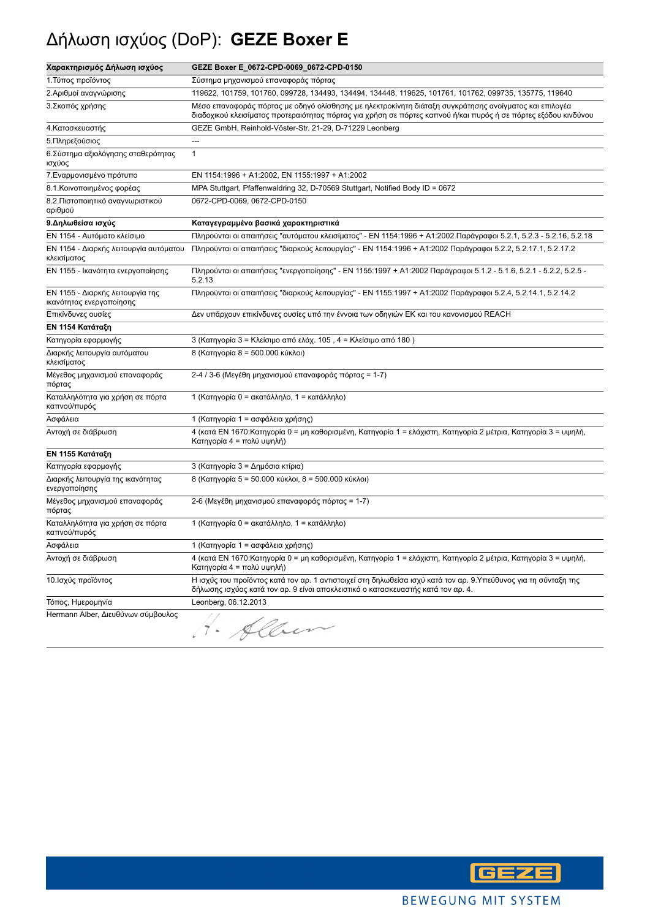# Δήλωση ισχύος (DoP): **GEZE Boxer E**

| **Χαρακτηρισμός Δήλωση ισχύος** | **GEZE Boxer E_0672-CPD-0069_0672-CPD-0150** |
|---|---|
| 1.Τύπος προϊόντος | Σύστημα μηχανισμού επαναφοράς πόρτας |
| 2.Αριθμοί αναγνώρισης | 119622, 101759, 101760, 099728, 134493, 134494, 134448, 119625, 101761, 101762, 099735, 135775, 119640 |
| 3.Σκοπός χρήσης | Μέσο επαναφοράς πόρτας με οδηγό ολίσθησης με ηλεκτροκίνητη διάταξη συγκράτησης ανοίγματος και επιλογέα διαδοχικού κλεισίματος προτεραιότητας πόρτας για χρήση σε πόρτες καπνού ή/και πυρός ή σε πόρτες εξόδου κινδύνου |
| 4.Κατασκευαστής | GEZE GmbH, Reinhold-Vöster-Str. 21-29, D-71229 Leonberg |
| 5.Πληρεξούσιος | --- |
| 6.Σύστημα αξιολόγησης σταθερότητας ισχύος | 1 |
| 7.Εναρμονισμένο πρότυπο | EN 1154:1996 + A1:2002, EN 1155:1997 + A1:2002 |
| 8.1.Κοινοποιημένος φορέας | MPA Stuttgart, Pfaffenwaldring 32, D-70569 Stuttgart, Notified Body ID = 0672 |
| 8.2.Πιστοποιητικό αναγνωριστικού αριθμού | 0672-CPD-0069, 0672-CPD-0150 |
| **9.Δηλωθείσα ισχύς** | **Καταγεγραμμένα βασικά χαρακτηριστικά** |
| EN 1154 - Αυτόματο κλείσιμο | Πληρούνται οι απαιτήσεις "αυτόματου κλεισίματος" - EN 1154:1996 + A1:2002 Παράγραφοι 5.2.1, 5.2.3 - 5.2.16, 5.2.18 |
| EN 1154 - Διαρκής λειτουργία αυτόματου κλεισίματος | Πληρούνται οι απαιτήσεις "διαρκούς λειτουργίας" - EN 1154:1996 + A1:2002 Παράγραφοι 5.2.2, 5.2.17.1, 5.2.17.2 |
| EN 1155 - Ικανότητα ενεργοποίησης | Πληρούνται οι απαιτήσεις "ενεργοποίησης" - EN 1155:1997 + A1:2002 Παράγραφοι 5.1.2 - 5.1.6, 5.2.1 - 5.2.2, 5.2.5 - 5.2.13 |
| EN 1155 - Διαρκής λειτουργία της ικανότητας ενεργοποίησης | Πληρούνται οι απαιτήσεις "διαρκούς λειτουργίας" - EN 1155:1997 + A1:2002 Παράγραφοι 5.2.4, 5.2.14.1, 5.2.14.2 |
| Επικίνδυνες ουσίες | Δεν υπάρχουν επικίνδυνες ουσίες υπό την έννοια των οδηγιών ΕΚ και του κανονισμού REACH |
| **EN 1154 Κατάταξη** | |
| Κατηγορία εφαρμογής | 3 (Κατηγορία 3 = Κλείσιμο από ελάχ. 105 , 4 = Κλείσιμο από 180 ) |
| Διαρκής λειτουργία αυτόματου κλεισίματος | 8 (Κατηγορία 8 = 500.000 κύκλοι) |
| Μέγεθος μηχανισμού επαναφοράς πόρτας | 2-4 / 3-6 (Μεγέθη μηχανισμού επαναφοράς πόρτας = 1-7) |
| Καταλληλότητα για χρήση σε πόρτα καπνού/πυρός | 1 (Κατηγορία 0 = ακατάλληλο, 1 = κατάλληλο) |
| Ασφάλεια | 1 (Κατηγορία 1 = ασφάλεια χρήσης) |
| Αντοχή σε διάβρωση | 4 (κατά EN 1670:Κατηγορία 0 = μη καθορισμένη, Κατηγορία 1 = ελάχιστη, Κατηγορία 2 μέτρια, Κατηγορία 3 = υψηλή, Κατηγορία 4 = πολύ υψηλή) |
| **EN 1155 Κατάταξη** | |
| Κατηγορία εφαρμογής | 3 (Κατηγορία 3 = Δημόσια κτίρια) |
| Διαρκής λειτουργία της ικανότητας ενεργοποίησης | 8 (Κατηγορία 5 = 50.000 κύκλοι, 8 = 500.000 κύκλοι) |
| Μέγεθος μηχανισμού επαναφοράς πόρτας | 2-6 (Μεγέθη μηχανισμού επαναφοράς πόρτας = 1-7) |
| Καταλληλότητα για χρήση σε πόρτα καπνού/πυρός | 1 (Κατηγορία 0 = ακατάλληλο, 1 = κατάλληλο) |
| Ασφάλεια | 1 (Κατηγορία 1 = ασφάλεια χρήσης) |
| Αντοχή σε διάβρωση | 4 (κατά EN 1670:Κατηγορία 0 = μη καθορισμένη, Κατηγορία 1 = ελάχιστη, Κατηγορία 2 μέτρια, Κατηγορία 3 = υψηλή, Κατηγορία 4 = πολύ υψηλή) |
| 10.Ισχύς προϊόντος | Η ισχύς του προϊόντος κατά τον αρ. 1 αντιστοιχεί στη δηλωθείσα ισχύ κατά τον αρ. 9.Υπεύθυνος για τη σύνταξη της δήλωσης ισχύος κατά τον αρ. 9 είναι αποκλειστικά ο κατασκευαστής κατά τον αρ. 4. |
| Τόπος, Ημερομηνία | Leonberg, 06.12.2013 |
| Hermann Alber, Διευθύνων σύμβουλος | H. Alber |

GEZE

BEWEGUNG MIT SYSTEM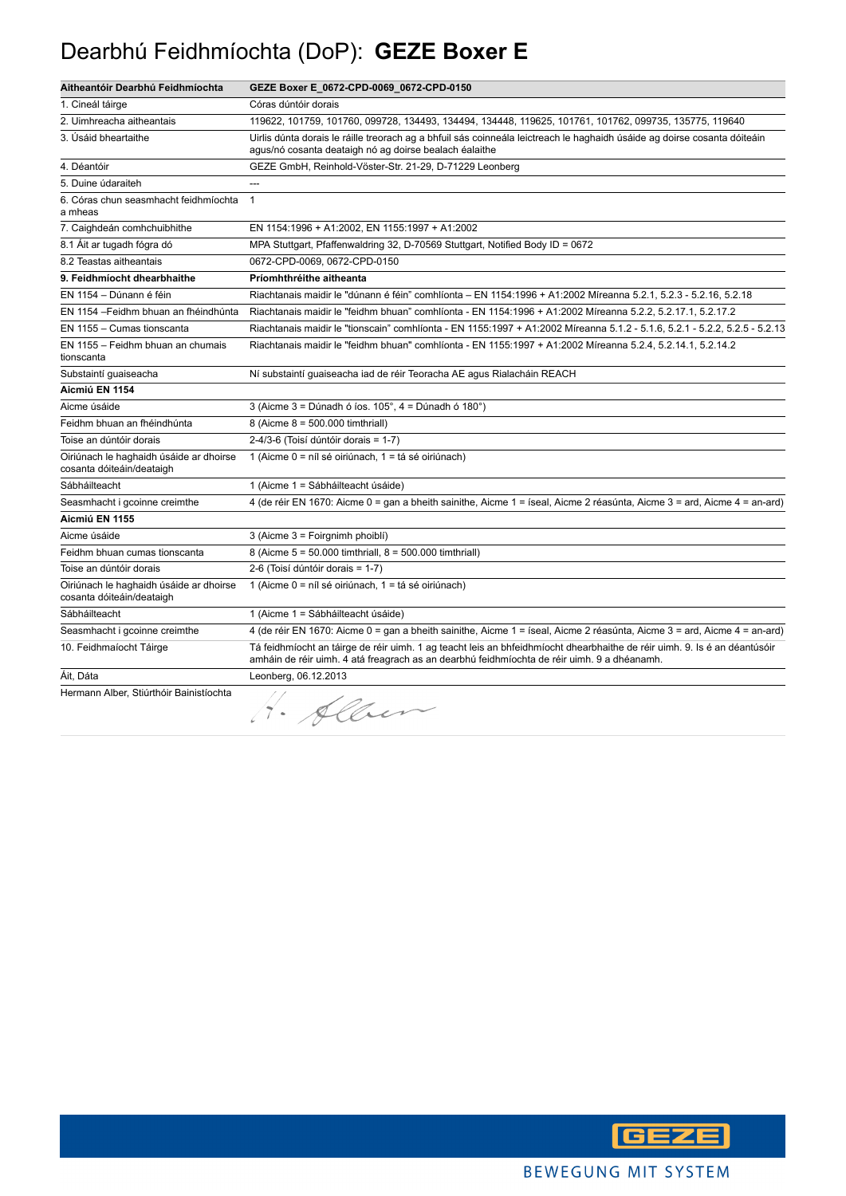# Dearbhú Feidhmíochta (DoP): **GEZE Boxer E**

| Aitheantóir Dearbhú Feidhmíochta | GEZE Boxer E_0672-CPD-0069_0672-CPD-0150 |
|---|---|
| 1. Cineál táirge | Córas dúntóir dorais |
| 2. Uimhreacha aitheantais | 119622, 101759, 101760, 099728, 134493, 134494, 134448, 119625, 101761, 101762, 099735, 135775, 119640 |
| 3. Úsáid bheartaithe | Uirlis dúnta dorais le ráille treorach ag a bhfuil sás coinneála leictreach le haghaidh úsáide ag doirse cosanta dóiteáin agus/nó cosanta deataigh nó ag doirse bealach éalaithe |
| 4. Déantóir | GEZE GmbH, Reinhold-Vöster-Str. 21-29, D-71229 Leonberg |
| 5. Duine údaraiteh | --- |
| 6. Córas chun seasmhacht feidhmíochta a mheas | 1 |
| 7. Caighdeán comhchuibhithe | EN 1154:1996 + A1:2002, EN 1155:1997 + A1:2002 |
| 8.1 Áit ar tugadh fógra dó | MPA Stuttgart, Pfaffenwaldring 32, D-70569 Stuttgart, Notified Body ID = 0672 |
| 8.2 Teastas aitheantais | 0672-CPD-0069, 0672-CPD-0150 |
| **9. Feidhmíocht dhearbhaithe** | **Príomhthréithe aitheanta** |
| EN 1154 – Dúnann é féin | Riachtanais maidir le "dúnann é féin" comhlíonta – EN 1154:1996 + A1:2002 Míreanna 5.2.1, 5.2.3 - 5.2.16, 5.2.18 |
| EN 1154 –Feidhm bhuan an fhéindhúnta | Riachtanais maidir le "feidhm bhuan" comhlíonta - EN 1154:1996 + A1:2002 Míreanna 5.2.2, 5.2.17.1, 5.2.17.2 |
| EN 1155 – Cumas tionscanta | Riachtanais maidir le "tionscain" comhlíonta - EN 1155:1997 + A1:2002 Míreanna 5.1.2 - 5.1.6, 5.2.1 - 5.2.2, 5.2.5 - 5.2.13 |
| EN 1155 – Feidhm bhuan an chumais tionscanta | Riachtanais maidir le "feidhm bhuan" comhlíonta - EN 1155:1997 + A1:2002 Míreanna 5.2.4, 5.2.14.1, 5.2.14.2 |
| Substaintí guaiseacha | Ní substaintí guaiseacha iad de réir Teoracha AE agus Rialacháin REACH |
| **Aicmiú EN 1154** | |
| Aicme úsáide | 3 (Aicme 3 = Dúnadh ó íos. 105°, 4 = Dúnadh ó 180°) |
| Feidhm bhuan an fhéindhúnta | 8 (Aicme 8 = 500.000 timthriall) |
| Toise an dúntóir dorais | 2-4/3-6 (Toisí dúntóir dorais = 1-7) |
| Oiriúnach le haghaidh úsáide ar dhoirse cosanta dóiteáin/deataigh | 1 (Aicme 0 = níl sé oiriúnach, 1 = tá sé oiriúnach) |
| Sábháilteacht | 1 (Aicme 1 = Sábháilteacht úsáide) |
| Seasmhacht i gcoinne creimthe | 4 (de réir EN 1670: Aicme 0 = gan a bheith sainithe, Aicme 1 = íseal, Aicme 2 réasúnta, Aicme 3 = ard, Aicme 4 = an-ard) |
| **Aicmiú EN 1155** | |
| Aicme úsáide | 3 (Aicme 3 = Foirgnimh phoiblí) |
| Feidhm bhuan cumas tionscanta | 8 (Aicme 5 = 50.000 timthriall, 8 = 500.000 timthriall) |
| Toise an dúntóir dorais | 2-6 (Toisí dúntóir dorais = 1-7) |
| Oiriúnach le haghaidh úsáide ar dhoirse cosanta dóiteáin/deataigh | 1 (Aicme 0 = níl sé oiriúnach, 1 = tá sé oiriúnach) |
| Sábháilteacht | 1 (Aicme 1 = Sábháilteacht úsáide) |
| Seasmhacht i gcoinne creimthe | 4 (de réir EN 1670: Aicme 0 = gan a bheith sainithe, Aicme 1 = íseal, Aicme 2 réasúnta, Aicme 3 = ard, Aicme 4 = an-ard) |
| 10. Feidhmaíocht Táirge | Tá feidhmíocht an táirge de réir uimh. 1 ag teacht leis an bhfeidhmíocht dhearbhaithe de réir uimh. 9. Is é an déantúsóir amháin de réir uimh. 4 atá freagrach as an dearbhú feidhmíochta de réir uimh. 9 a dhéanamh. |
| Áit, Dáta | Leonberg, 06.12.2013 |
| Hermann Alber, Stiúrthóir Bainistíochta | H. Alber |

BEWEGUNG MIT SYSTEM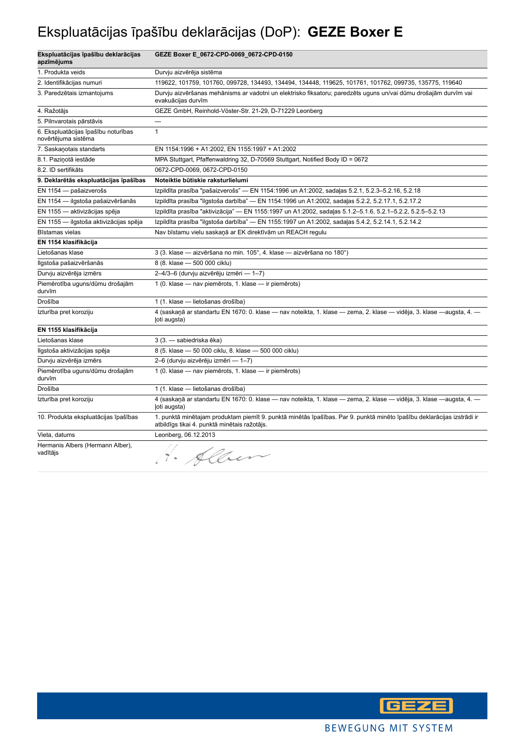# Ekspluatācijas īpašību deklarācijas (DoP): **GEZE Boxer E**

| Ekspluatācijas īpašību deklarācijas apzīmējums | GEZE Boxer E_0672-CPD-0069_0672-CPD-0150 |
|---|---|
| 1. Produkta veids | Durvju aizvērēja sistēma |
| 2. Identifikācijas numuri | 119622, 101759, 101760, 099728, 134493, 134494, 134448, 119625, 101761, 101762, 099735, 135775, 119640 |
| 3. Paredzētais izmantojums | Durvju aizvēršanas mehānisms ar vadotni un elektrisko fiksatoru; paredzēts uguns un/vai dūmu drošajām durvīm vai evakuācijas durvīm |
| 4. Ražotājs | GEZE GmbH, Reinhold-Vöster-Str. 21-29, D-71229 Leonberg |
| 5. Pilnvarotais pārstāvis | --- |
| 6. Ekspluatācijas īpašību noturības novērtējuma sistēma | 1 |
| 7. Saskaņotais standarts | EN 1154:1996 + A1:2002, EN 1155:1997 + A1:2002 |
| 8.1. Paziņotā iestāde | MPA Stuttgart, Pfaffenwaldring 32, D-70569 Stuttgart, Notified Body ID = 0672 |
| 8.2. ID sertifikāts | 0672-CPD-0069, 0672-CPD-0150 |
| **9. Deklarētās ekspluatācijas īpašības** | **Noteiktie būtiskie raksturlielumi** |
| EN 1154 — pašaizverošs | Izpildīta prasība "pašaizverošs" — EN 1154:1996 un A1:2002, sadaļas 5.2.1, 5.2.3–5.2.16, 5.2.18 |
| EN 1154 — ilgstoša pašaizvēršanās | Izpildīta prasība "ilgstoša darbība" — EN 1154:1996 un A1:2002, sadaļas 5.2.2, 5.2.17.1, 5.2.17.2 |
| EN 1155 — aktivizācijas spēja | Izpildīta prasība "aktivizācija" — EN 1155:1997 un A1:2002, sadaļas 5.1.2–5.1.6, 5.2.1–5.2.2, 5.2.5–5.2.13 |
| EN 1155 — ilgstoša aktivizācijas spēja | Izpildīta prasība "ilgstoša darbība" — EN 1155:1997 un A1:2002, sadaļas 5.4.2, 5.2.14.1, 5.2.14.2 |
| Bīstamas vielas | Nav bīstamu vielu saskaņā ar EK direktīvām un REACH regulu |
| **EN 1154 klasifikācija** | |
| Lietošanas klase | 3 (3. klase — aizvēršana no min. 105°, 4. klase — aizvēršana no 180°) |
| Ilgstoša pašaizvēršanās | 8 (8. klase — 500 000 ciklu) |
| Durvju aizvērēja izmērs | 2–4/3–6 (durvju aizvērēju izmēri — 1–7) |
| Piemērotība uguns/dūmu drošajām durvīm | 1 (0. klase — nav piemērots, 1. klase — ir piemērots) |
| Drošība | 1 (1. klase — lietošanas drošība) |
| Izturība pret koroziju | 4 (saskaņā ar standartu EN 1670: 0. klase — nav noteikta, 1. klase — zema, 2. klase — vidēja, 3. klase —augsta, 4. — ļoti augsta) |
| **EN 1155 klasifikācija** | |
| Lietošanas klase | 3 (3. — sabiedriska ēka) |
| Ilgstoša aktivizācijas spēja | 8 (5. klase — 50 000 ciklu, 8. klase — 500 000 ciklu) |
| Durvju aizvērēja izmērs | 2–6 (durvju aizvērēju izmēri — 1–7) |
| Piemērotība uguns/dūmu drošajām durvīm | 1 (0. klase — nav piemērots, 1. klase — ir piemērots) |
| Drošība | 1 (1. klase — lietošanas drošība) |
| Izturība pret koroziju | 4 (saskaņā ar standartu EN 1670: 0. klase — nav noteikta, 1. klase — zema, 2. klase — vidēja, 3. klase —augsta, 4. — ļoti augsta) |
| 10. Produkta ekspluatācijas īpašības | 1. punktā minētajam produktam piemīt 9. punktā minētās īpašības. Par 9. punktā minēto īpašību deklarācijas izstrādi ir atbildīgs tikai 4. punktā minētais ražotājs. |
| Vieta, datums | Leonberg, 06.12.2013 |
| Hermanis Albers (Hermann Alber), vadītājs | H. Alber |

BEWEGUNG MIT SYSTEM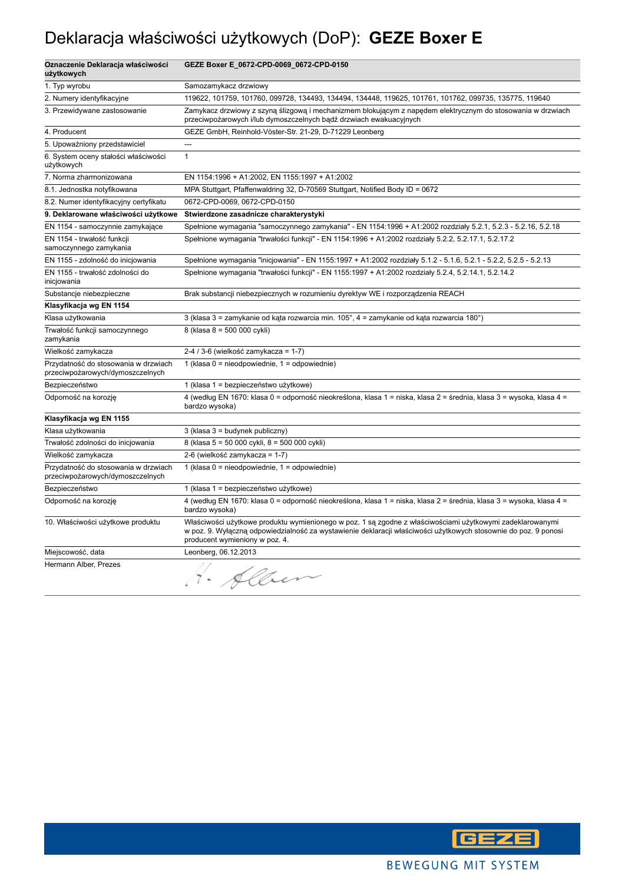# Deklaracja właściwości użytkowych (DoP): **GEZE Boxer E**

| **Oznaczenie Deklaracja właściwości użytkowych** | **GEZE Boxer E_0672-CPD-0069_0672-CPD-0150** |
|---|---|
| 1. Typ wyrobu | Samozamykacz drzwiowy |
| 2. Numery identyfikacyjne | 119622, 101759, 101760, 099728, 134493, 134494, 134448, 119625, 101761, 101762, 099735, 135775, 119640 |
| 3. Przewidywane zastosowanie | Zamykacz drzwiowy z szyną ślizgową i mechanizmem blokującym z napędem elektrycznym do stosowania w drzwiach przeciwpożarowych i/lub dymoszczelnych bądź drzwiach ewakuacyjnych |
| 4. Producent | GEZE GmbH, Reinhold-Vöster-Str. 21-29, D-71229 Leonberg |
| 5. Upoważniony przedstawiciel | --- |
| 6. System oceny stałości właściwości użytkowych | 1 |
| 7. Norma zharmonizowana | EN 1154:1996 + A1:2002, EN 1155:1997 + A1:2002 |
| 8.1. Jednostka notyfikowana | MPA Stuttgart, Pfaffenwaldring 32, D-70569 Stuttgart, Notified Body ID = 0672 |
| 8.2. Numer identyfikacyjny certyfikatu | 0672-CPD-0069, 0672-CPD-0150 |
| **9. Deklarowane właściwości użytkowe** | **Stwierdzone zasadnicze charakterystyki** |
| EN 1154 - samoczynnie zamykające | Spełnione wymagania "samoczynnego zamykania" - EN 1154:1996 + A1:2002 rozdziały 5.2.1, 5.2.3 - 5.2.16, 5.2.18 |
| EN 1154 - trwałość funkcji samoczynnego zamykania | Spełnione wymagania "trwałości funkcji" - EN 1154:1996 + A1:2002 rozdziały 5.2.2, 5.2.17.1, 5.2.17.2 |
| EN 1155 - zdolność do inicjowania | Spełnione wymagania "inicjowania" - EN 1155:1997 + A1:2002 rozdziały 5.1.2 - 5.1.6, 5.2.1 - 5.2.2, 5.2.5 - 5.2.13 |
| EN 1155 - trwałość zdolności do inicjowania | Spełnione wymagania "trwałości funkcji" - EN 1155:1997 + A1:2002 rozdziały 5.2.4, 5.2.14.1, 5.2.14.2 |
| Substancje niebezpieczne | Brak substancji niebezpiecznych w rozumieniu dyrektyw WE i rozporządzenia REACH |
| **Klasyfikacja wg EN 1154** | |
| Klasa użytkowania | 3 (klasa 3 = zamykanie od kąta rozwarcia min. 105°, 4 = zamykanie od kąta rozwarcia 180°) |
| Trwałość funkcji samoczynnego zamykania | 8 (klasa 8 = 500 000 cykli) |
| Wielkość zamykacza | 2-4 / 3-6 (wielkość zamykacza = 1-7) |
| Przydatność do stosowania w drzwiach przeciwpożarowych/dymoszczelnych | 1 (klasa 0 = nieodpowiednie, 1 = odpowiednie) |
| Bezpieczeństwo | 1 (klasa 1 = bezpieczeństwo użytkowe) |
| Odporność na korozję | 4 (według EN 1670: klasa 0 = odporność nieokreślona, klasa 1 = niska, klasa 2 = średnia, klasa 3 = wysoka, klasa 4 = bardzo wysoka) |
| **Klasyfikacja wg EN 1155** | |
| Klasa użytkowania | 3 (klasa 3 = budynek publiczny) |
| Trwałość zdolności do inicjowania | 8 (klasa 5 = 50 000 cykli, 8 = 500 000 cykli) |
| Wielkość zamykacza | 2-6 (wielkość zamykacza = 1-7) |
| Przydatność do stosowania w drzwiach przeciwpożarowych/dymoszczelnych | 1 (klasa 0 = nieodpowiednie, 1 = odpowiednie) |
| Bezpieczeństwo | 1 (klasa 1 = bezpieczeństwo użytkowe) |
| Odporność na korozję | 4 (według EN 1670: klasa 0 = odporność nieokreślona, klasa 1 = niska, klasa 2 = średnia, klasa 3 = wysoka, klasa 4 = bardzo wysoka) |
| 10. Właściwości użytkowe produktu | Właściwości użytkowe produktu wymienionego w poz. 1 są zgodne z właściwościami użytkowymi zadeklarowanymi w poz. 9. Wyłączną odpowiedzialność za wystawienie deklaracji właściwości użytkowych stosownie do poz. 9 ponosi producent wymieniony w poz. 4. |
| Miejscowość, data | Leonberg, 06.12.2013 |
| Hermann Alber, Prezes | H. Alber |

GEZE

BEWEGUNG MIT SYSTEM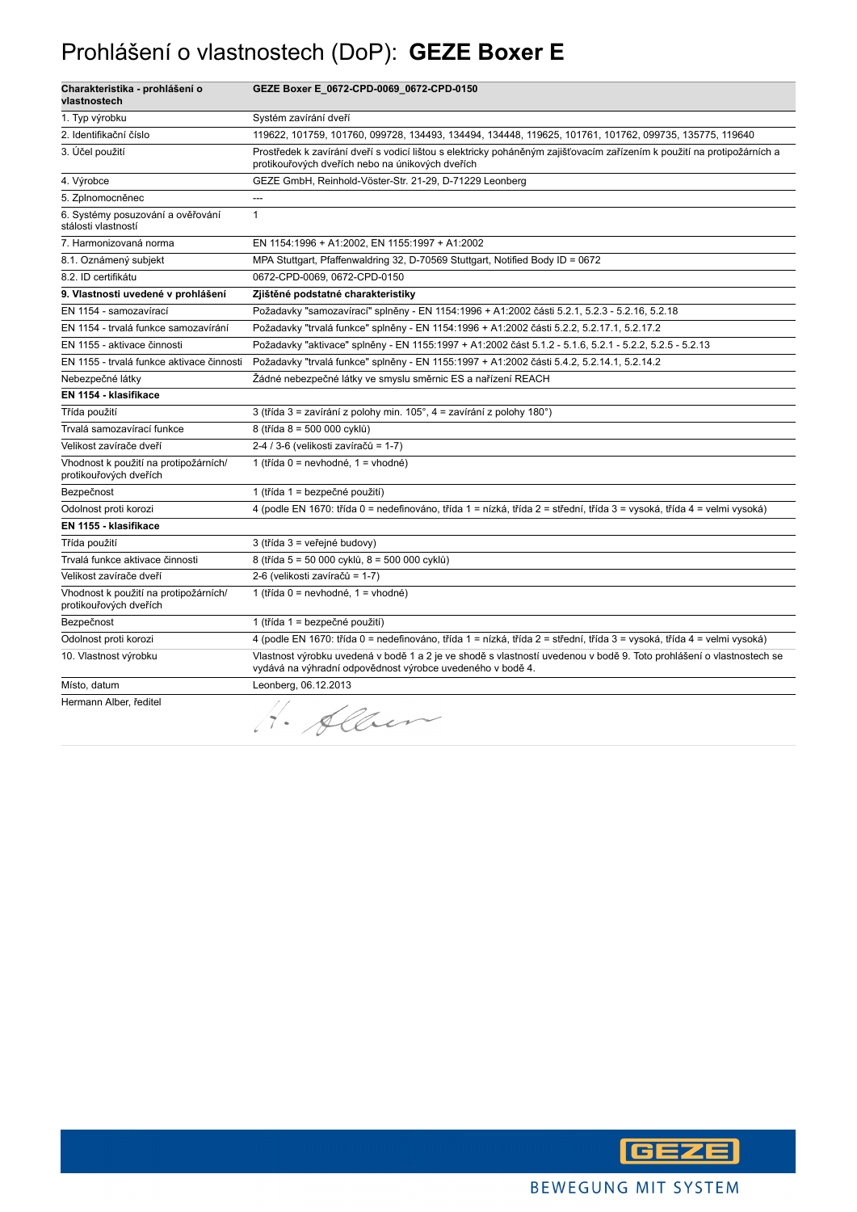# Prohlášení o vlastnostech (DoP): **GEZE Boxer E**

| Charakteristika - prohlášení o vlastnostech | GEZE Boxer E_0672-CPD-0069_0672-CPD-0150 |
|---|---|
| 1. Typ výrobku | Systém zavírání dveří |
| 2. Identifikační číslo | 119622, 101759, 101760, 099728, 134493, 134494, 134448, 119625, 101761, 101762, 099735, 135775, 119640 |
| 3. Účel použití | Prostředek k zavírání dveří s vodicí lištou s elektricky poháněným zajišťovacím zařízením k použití na protipožárních a protikouřových dveřích nebo na únikových dveřích |
| 4. Výrobce | GEZE GmbH, Reinhold-Vöster-Str. 21-29, D-71229 Leonberg |
| 5. Zplnomocněnec | --- |
| 6. Systémy posuzování a ověřování stálosti vlastností | 1 |
| 7. Harmonizovaná norma | EN 1154:1996 + A1:2002, EN 1155:1997 + A1:2002 |
| 8.1. Oznámený subjekt | MPA Stuttgart, Pfaffenwaldring 32, D-70569 Stuttgart, Notified Body ID = 0672 |
| 8.2. ID certifikátu | 0672-CPD-0069, 0672-CPD-0150 |
| **9. Vlastnosti uvedené v prohlášení** | **Zjištěné podstatné charakteristiky** |
| EN 1154 - samozavírací | Požadavky "samozavírací" splněny - EN 1154:1996 + A1:2002 části 5.2.1, 5.2.3 - 5.2.16, 5.2.18 |
| EN 1154 - trvalá funkce samozavírání | Požadavky "trvalá funkce" splněny - EN 1154:1996 + A1:2002 části 5.2.2, 5.2.17.1, 5.2.17.2 |
| EN 1155 - aktivace činnosti | Požadavky "aktivace" splněny - EN 1155:1997 + A1:2002 část 5.1.2 - 5.1.6, 5.2.1 - 5.2.2, 5.2.5 - 5.2.13 |
| EN 1155 - trvalá funkce aktivace činnosti | Požadavky "trvalá funkce" splněny - EN 1155:1997 + A1:2002 části 5.4.2, 5.2.14.1, 5.2.14.2 |
| Nebezpečné látky | Žádné nebezpečné látky ve smyslu směrnic ES a nařízení REACH |
| **EN 1154 - klasifikace** | |
| Třída použití | 3 (třída 3 = zavírání z polohy min. 105°, 4 = zavírání z polohy 180°) |
| Trvalá samozavírací funkce | 8 (třída 8 = 500 000 cyklů) |
| Velikost zavírače dveří | 2-4 / 3-6 (velikosti zavíračů = 1-7) |
| Vhodnost k použití na protipožárních/ protikouřových dveřích | 1 (třída 0 = nevhodné, 1 = vhodné) |
| Bezpečnost | 1 (třída 1 = bezpečné použití) |
| Odolnost proti korozi | 4 (podle EN 1670: třída 0 = nedefinováno, třída 1 = nízká, třída 2 = střední, třída 3 = vysoká, třída 4 = velmi vysoká) |
| **EN 1155 - klasifikace** | |
| Třída použití | 3 (třída 3 = veřejné budovy) |
| Trvalá funkce aktivace činnosti | 8 (třída 5 = 50 000 cyklů, 8 = 500 000 cyklů) |
| Velikost zavírače dveří | 2-6 (velikosti zavíračů = 1-7) |
| Vhodnost k použití na protipožárních/ protikouřových dveřích | 1 (třída 0 = nevhodné, 1 = vhodné) |
| Bezpečnost | 1 (třída 1 = bezpečné použití) |
| Odolnost proti korozi | 4 (podle EN 1670: třída 0 = nedefinováno, třída 1 = nízká, třída 2 = střední, třída 3 = vysoká, třída 4 = velmi vysoká) |
| 10. Vlastnost výrobku | Vlastnost výrobku uvedená v bodě 1 a 2 je ve shodě s vlastností uvedenou v bodě 9. Toto prohlášení o vlastnostech se vydává na výhradní odpovědnost výrobce uvedeného v bodě 4. |
| Místo, datum | Leonberg, 06.12.2013 |
| Hermann Alber, ředitel | H. Alber |

GEZE

BEWEGUNG MIT SYSTEM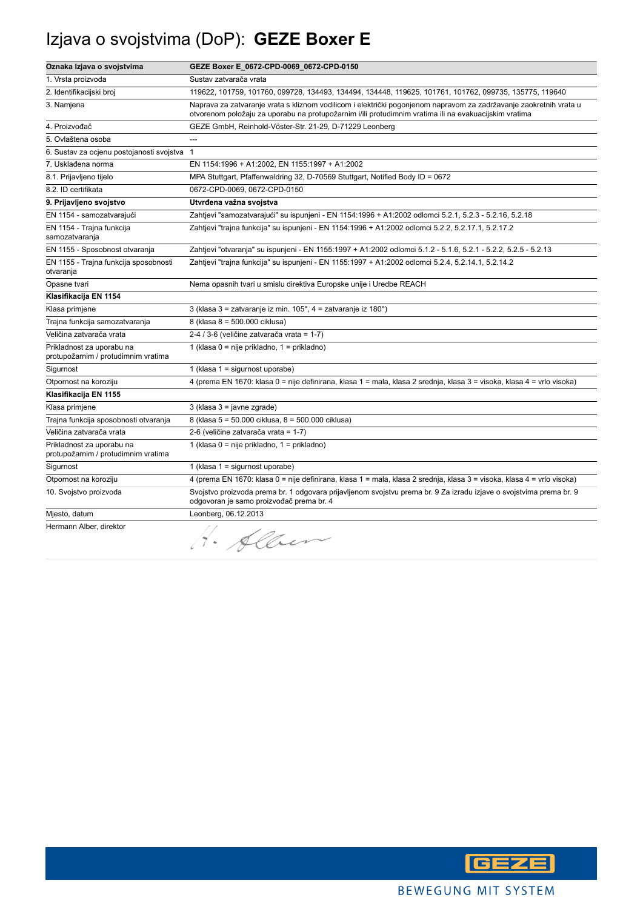# Izjava o svojstvima (DoP): **GEZE Boxer E**

| **Oznaka Izjava o svojstvima** | **GEZE Boxer E_0672-CPD-0069_0672-CPD-0150** |
|---|---|
| 1. Vrsta proizvoda | Sustav zatvarača vrata |
| 2. Identifikacijski broj | 119622, 101759, 101760, 099728, 134493, 134494, 134448, 119625, 101761, 101762, 099735, 135775, 119640 |
| 3. Namjena | Naprava za zatvaranje vrata s kliznom vodilicom i električki pogonjenom napravom za zadržavanje zaokretnih vrata u otvorenom položaju za uporabu na protupožarnim i/ili protudimnim vratima ili na evakuacijskim vratima |
| 4. Proizvođač | GEZE GmbH, Reinhold-Vöster-Str. 21-29, D-71229 Leonberg |
| 5. Ovlaštena osoba | --- |
| 6. Sustav za ocjenu postojanosti svojstva | 1 |
| 7. Usklađena norma | EN 1154:1996 + A1:2002, EN 1155:1997 + A1:2002 |
| 8.1. Prijavljeno tijelo | MPA Stuttgart, Pfaffenwaldring 32, D-70569 Stuttgart, Notified Body ID = 0672 |
| 8.2. ID certifikata | 0672-CPD-0069, 0672-CPD-0150 |
| **9. Prijavljeno svojstvo** | **Utvrđena važna svojstva** |
| EN 1154 - samozatvarajući | Zahtjevi "samozatvarajući" su ispunjeni - EN 1154:1996 + A1:2002 odlomci 5.2.1, 5.2.3 - 5.2.16, 5.2.18 |
| EN 1154 - Trajna funkcija samozatvaranja | Zahtjevi "trajna funkcija" su ispunjeni - EN 1154:1996 + A1:2002 odlomci 5.2.2, 5.2.17.1, 5.2.17.2 |
| EN 1155 - Sposobnost otvaranja | Zahtjevi "otvaranja" su ispunjeni - EN 1155:1997 + A1:2002 odlomci 5.1.2 - 5.1.6, 5.2.1 - 5.2.2, 5.2.5 - 5.2.13 |
| EN 1155 - Trajna funkcija sposobnosti otvaranja | Zahtjevi "trajna funkcija" su ispunjeni - EN 1155:1997 + A1:2002 odlomci 5.2.4, 5.2.14.1, 5.2.14.2 |
| Opasne tvari | Nema opasnih tvari u smislu direktiva Europske unije i Uredbe REACH |
| **Klasifikacija EN 1154** | |
| Klasa primjene | 3 (klasa 3 = zatvaranje iz min. 105°, 4 = zatvaranje iz 180°) |
| Trajna funkcija samozatvaranja | 8 (klasa 8 = 500.000 ciklusa) |
| Veličina zatvarača vrata | 2-4 / 3-6 (veličine zatvarača vrata = 1-7) |
| Prikladnost za uporabu na protupožarnim / protudimnim vratima | 1 (klasa 0 = nije prikladno, 1 = prikladno) |
| Sigurnost | 1 (klasa 1 = sigurnost uporabe) |
| Otpornost na koroziju | 4 (prema EN 1670: klasa 0 = nije definirana, klasa 1 = mala, klasa 2 srednja, klasa 3 = visoka, klasa 4 = vrlo visoka) |
| **Klasifikacija EN 1155** | |
| Klasa primjene | 3 (klasa 3 = javne zgrade) |
| Trajna funkcija sposobnosti otvaranja | 8 (klasa 5 = 50.000 ciklusa, 8 = 500.000 ciklusa) |
| Veličina zatvarača vrata | 2-6 (veličine zatvarača vrata = 1-7) |
| Prikladnost za uporabu na protupožarnim / protudimnim vratima | 1 (klasa 0 = nije prikladno, 1 = prikladno) |
| Sigurnost | 1 (klasa 1 = sigurnost uporabe) |
| Otpornost na koroziju | 4 (prema EN 1670: klasa 0 = nije definirana, klasa 1 = mala, klasa 2 srednja, klasa 3 = visoka, klasa 4 = vrlo visoka) |
| 10. Svojstvo proizvoda | Svojstvo proizvoda prema br. 1 odgovara prijavljenom svojstvu prema br. 9 Za izradu izjave o svojstvima prema br. 9 odgovoran je samo proizvođač prema br. 4 |
| Mjesto, datum | Leonberg, 06.12.2013 |
| Hermann Alber, direktor | H. Alber |

GEZE

BEWEGUNG MIT SYSTEM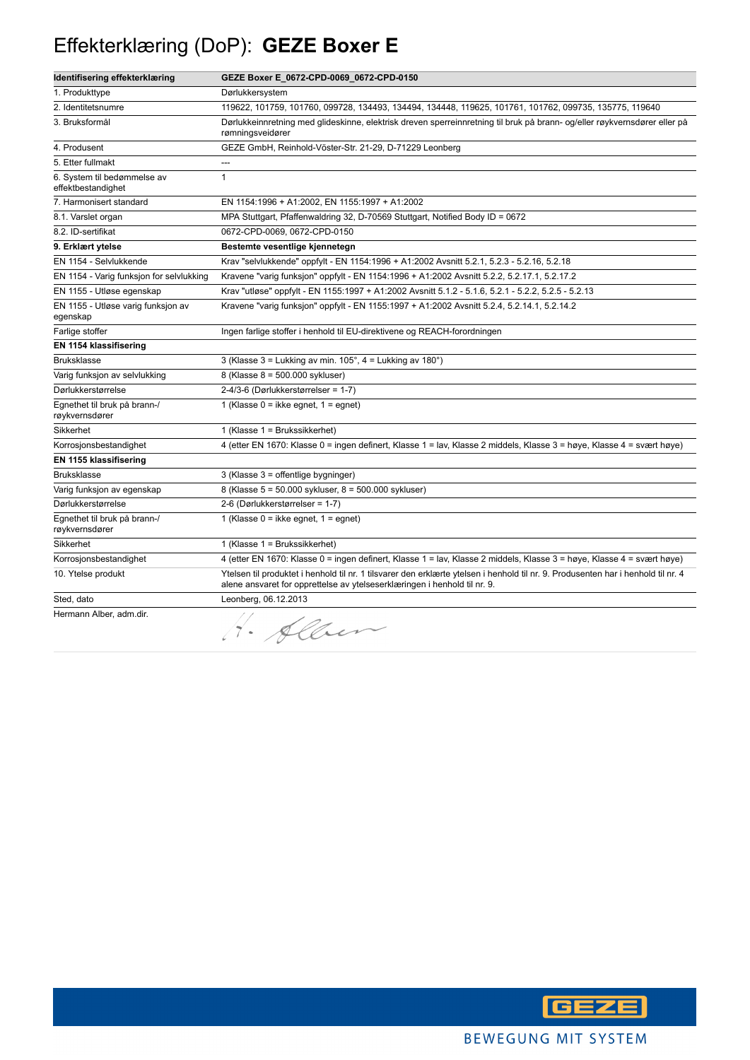# Effekterklæring (DoP): **GEZE Boxer E**

| Identifisering effekterklæring | GEZE Boxer E_0672-CPD-0069_0672-CPD-0150 |
|---|---|
| 1. Produkttype | Dørlukkersystem |
| 2. Identitetsnumre | 119622, 101759, 101760, 099728, 134493, 134494, 134448, 119625, 101761, 101762, 099735, 135775, 119640 |
| 3. Bruksformål | Dørlukkeinnretning med glideskinne, elektrisk dreven sperreinnretning til bruk på brann- og/eller røykvernsdører eller på rømningsveidører |
| 4. Produsent | GEZE GmbH, Reinhold-Vöster-Str. 21-29, D-71229 Leonberg |
| 5. Etter fullmakt | --- |
| 6. System til bedømmelse av effektbestandighet | 1 |
| 7. Harmonisert standard | EN 1154:1996 + A1:2002, EN 1155:1997 + A1:2002 |
| 8.1. Varslet organ | MPA Stuttgart, Pfaffenwaldring 32, D-70569 Stuttgart, Notified Body ID = 0672 |
| 8.2. ID-sertifikat | 0672-CPD-0069, 0672-CPD-0150 |
| **9. Erklært ytelse** | **Bestemte vesentlige kjennetegn** |
| EN 1154 - Selvlukkende | Krav "selvlukkende" oppfylt - EN 1154:1996 + A1:2002 Avsnitt 5.2.1, 5.2.3 - 5.2.16, 5.2.18 |
| EN 1154 - Varig funksjon for selvlukking | Kravene "varig funksjon" oppfylt - EN 1154:1996 + A1:2002 Avsnitt 5.2.2, 5.2.17.1, 5.2.17.2 |
| EN 1155 - Utløse egenskap | Krav "utløse" oppfylt - EN 1155:1997 + A1:2002 Avsnitt 5.1.2 - 5.1.6, 5.2.1 - 5.2.2, 5.2.5 - 5.2.13 |
| EN 1155 - Utløse varig funksjon av egenskap | Kravene "varig funksjon" oppfylt - EN 1155:1997 + A1:2002 Avsnitt 5.2.4, 5.2.14.1, 5.2.14.2 |
| Farlige stoffer | Ingen farlige stoffer i henhold til EU-direktivene og REACH-forordningen |
| **EN 1154 klassifisering** | |
| Bruksklasse | 3 (Klasse 3 = Lukking av min. 105°, 4 = Lukking av 180°) |
| Varig funksjon av selvlukking | 8 (Klasse 8 = 500.000 sykluser) |
| Dørlukkerstørrelse | 2-4/3-6 (Dørlukkerstørrelser = 1-7) |
| Egnethet til bruk på brann-/ røykvernsdører | 1 (Klasse 0 = ikke egnet, 1 = egnet) |
| Sikkerhet | 1 (Klasse 1 = Brukssikkerhet) |
| Korrosjonsbestandighet | 4 (etter EN 1670: Klasse 0 = ingen definert, Klasse 1 = lav, Klasse 2 middels, Klasse 3 = høye, Klasse 4 = svært høye) |
| **EN 1155 klassifisering** | |
| Bruksklasse | 3 (Klasse 3 = offentlige bygninger) |
| Varig funksjon av egenskap | 8 (Klasse 5 = 50.000 sykluser, 8 = 500.000 sykluser) |
| Dørlukkerstørrelse | 2-6 (Dørlukkerstørrelser = 1-7) |
| Egnethet til bruk på brann-/ røykvernsdører | 1 (Klasse 0 = ikke egnet, 1 = egnet) |
| Sikkerhet | 1 (Klasse 1 = Brukssikkerhet) |
| Korrosjonsbestandighet | 4 (etter EN 1670: Klasse 0 = ingen definert, Klasse 1 = lav, Klasse 2 middels, Klasse 3 = høye, Klasse 4 = svært høye) |
| 10. Ytelse produkt | Ytelsen til produktet i henhold til nr. 1 tilsvarer den erklærte ytelsen i henhold til nr. 9. Produsenten har i henhold til nr. 4 alene ansvaret for opprettelse av ytelseserklæringen i henhold til nr. 9. |
| Sted, dato | Leonberg, 06.12.2013 |
| Hermann Alber, adm.dir. | H. Alber |

GEZE

BEWEGUNG MIT SYSTEM